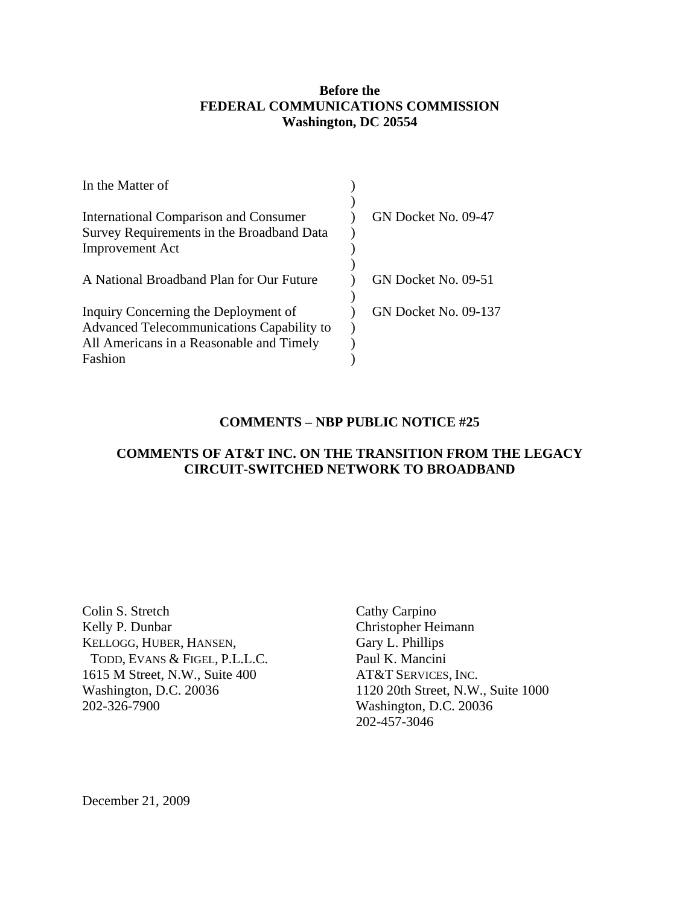**Before the**
**FEDERAL COMMUNICATIONS COMMISSION**
**Washington, DC 20554**

| | | |
|---|---|---|
| In the Matter of | ) | |
| | ) | |
| International Comparison and Consumer Survey Requirements in the Broadband Data Improvement Act | ) | GN Docket No. 09-47 |
| | ) | |
| A National Broadband Plan for Our Future | ) | GN Docket No. 09-51 |
| | ) | |
| Inquiry Concerning the Deployment of Advanced Telecommunications Capability to All Americans in a Reasonable and Timely Fashion | ) | GN Docket No. 09-137 |

**COMMENTS – NBP PUBLIC NOTICE #25**

**COMMENTS OF AT&T INC. ON THE TRANSITION FROM THE LEGACY CIRCUIT-SWITCHED NETWORK TO BROADBAND**

Colin S. Stretch
Kelly P. Dunbar
KELLOGG, HUBER, HANSEN,
TODD, EVANS & FIGEL, P.L.L.C.
1615 M Street, N.W., Suite 400
Washington, D.C. 20036
202-326-7900

Cathy Carpino
Christopher Heimann
Gary L. Phillips
Paul K. Mancini
AT&T SERVICES, INC.
1120 20th Street, N.W., Suite 1000
Washington, D.C. 20036
202-457-3046

December 21, 2009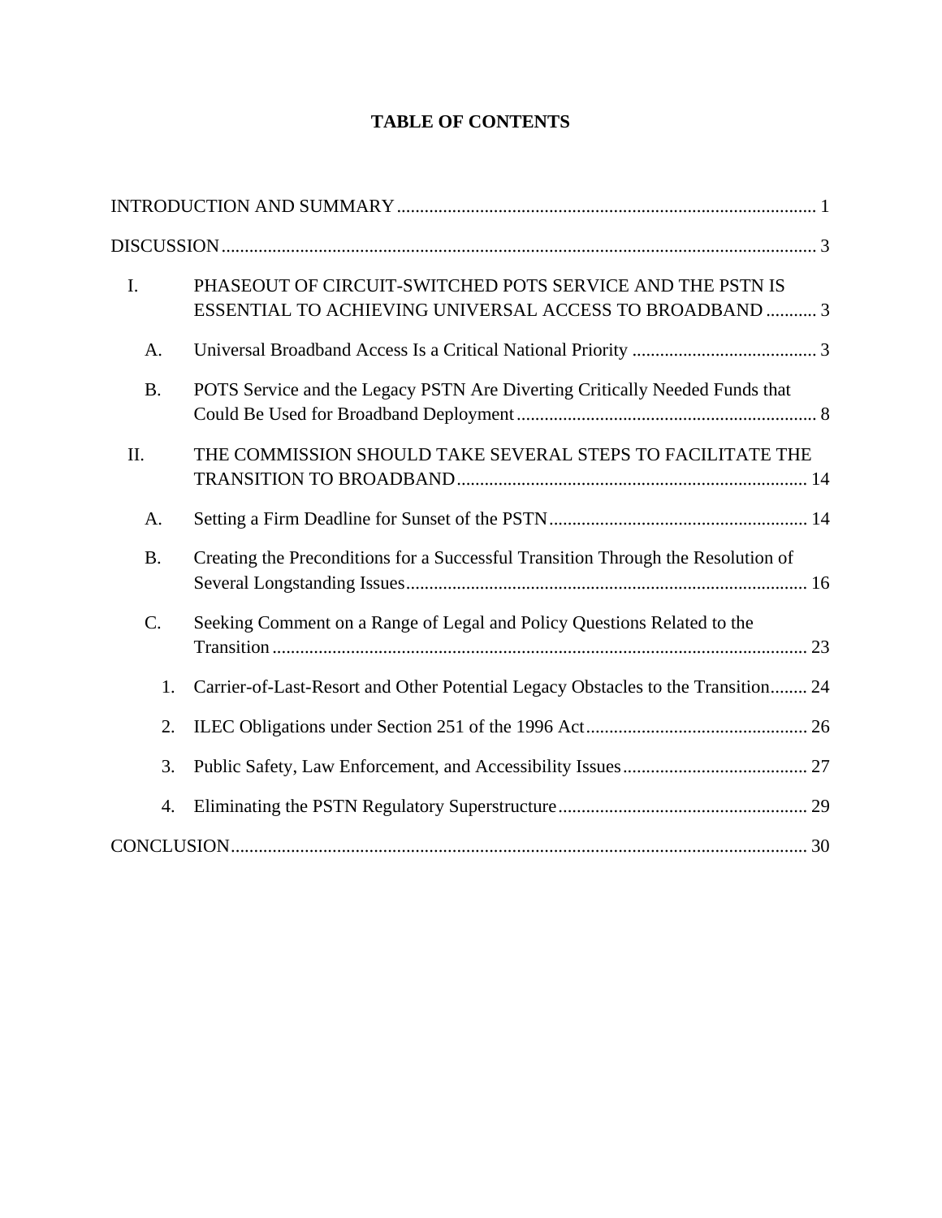# TABLE OF CONTENTS

INTRODUCTION AND SUMMARY .......... 1

DISCUSSION .......... 3

I. PHASEOUT OF CIRCUIT-SWITCHED POTS SERVICE AND THE PSTN IS ESSENTIAL TO ACHIEVING UNIVERSAL ACCESS TO BROADBAND .......... 3

  A. Universal Broadband Access Is a Critical National Priority .......... 3

  B. POTS Service and the Legacy PSTN Are Diverting Critically Needed Funds that Could Be Used for Broadband Deployment .......... 8

II. THE COMMISSION SHOULD TAKE SEVERAL STEPS TO FACILITATE THE TRANSITION TO BROADBAND .......... 14

  A. Setting a Firm Deadline for Sunset of the PSTN .......... 14

  B. Creating the Preconditions for a Successful Transition Through the Resolution of Several Longstanding Issues .......... 16

  C. Seeking Comment on a Range of Legal and Policy Questions Related to the Transition .......... 23

    1. Carrier-of-Last-Resort and Other Potential Legacy Obstacles to the Transition .......... 24

    2. ILEC Obligations under Section 251 of the 1996 Act .......... 26

    3. Public Safety, Law Enforcement, and Accessibility Issues .......... 27

    4. Eliminating the PSTN Regulatory Superstructure .......... 29

CONCLUSION .......... 30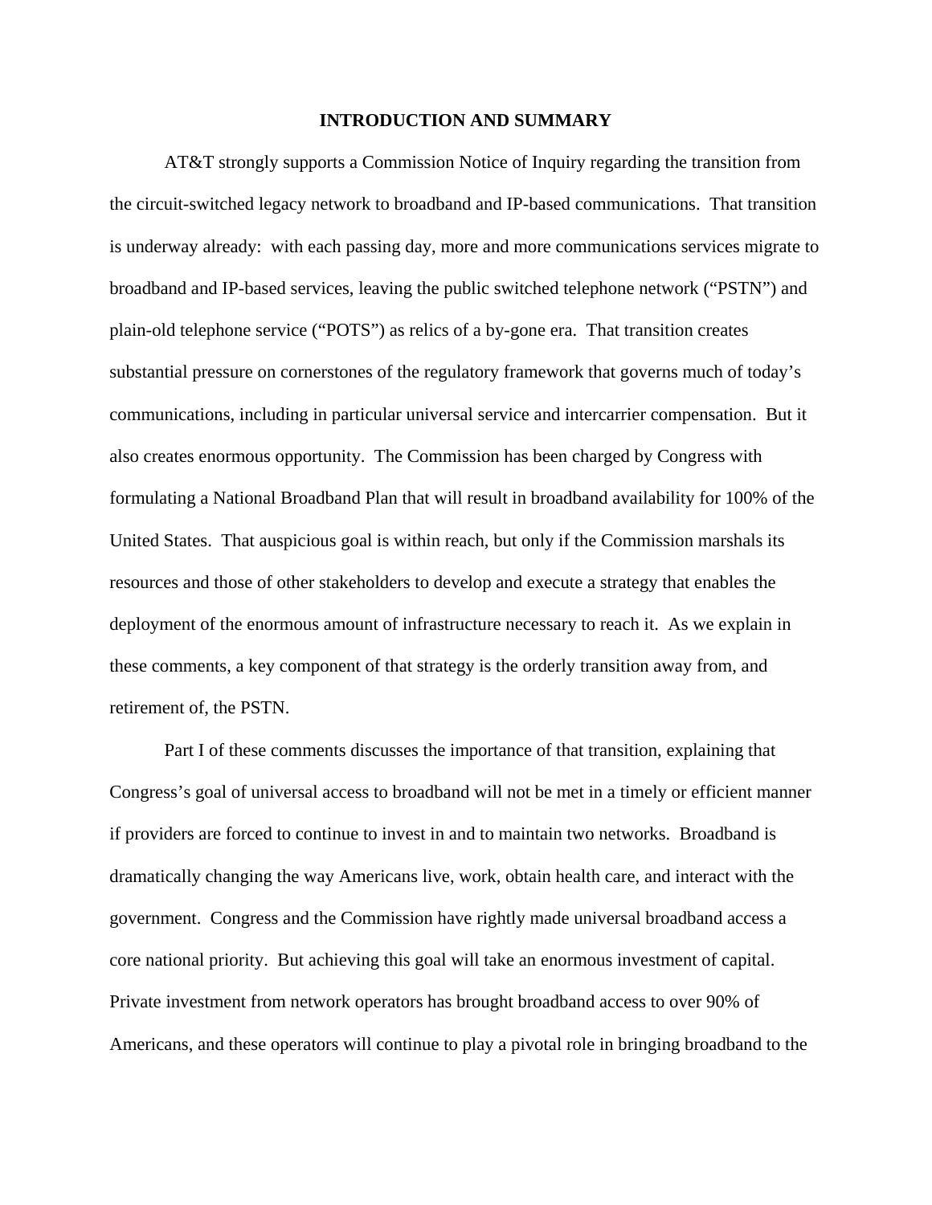## INTRODUCTION AND SUMMARY

AT&T strongly supports a Commission Notice of Inquiry regarding the transition from the circuit-switched legacy network to broadband and IP-based communications. That transition is underway already: with each passing day, more and more communications services migrate to broadband and IP-based services, leaving the public switched telephone network ("PSTN") and plain-old telephone service ("POTS") as relics of a by-gone era. That transition creates substantial pressure on cornerstones of the regulatory framework that governs much of today's communications, including in particular universal service and intercarrier compensation. But it also creates enormous opportunity. The Commission has been charged by Congress with formulating a National Broadband Plan that will result in broadband availability for 100% of the United States. That auspicious goal is within reach, but only if the Commission marshals its resources and those of other stakeholders to develop and execute a strategy that enables the deployment of the enormous amount of infrastructure necessary to reach it. As we explain in these comments, a key component of that strategy is the orderly transition away from, and retirement of, the PSTN.

Part I of these comments discusses the importance of that transition, explaining that Congress's goal of universal access to broadband will not be met in a timely or efficient manner if providers are forced to continue to invest in and to maintain two networks. Broadband is dramatically changing the way Americans live, work, obtain health care, and interact with the government. Congress and the Commission have rightly made universal broadband access a core national priority. But achieving this goal will take an enormous investment of capital. Private investment from network operators has brought broadband access to over 90% of Americans, and these operators will continue to play a pivotal role in bringing broadband to the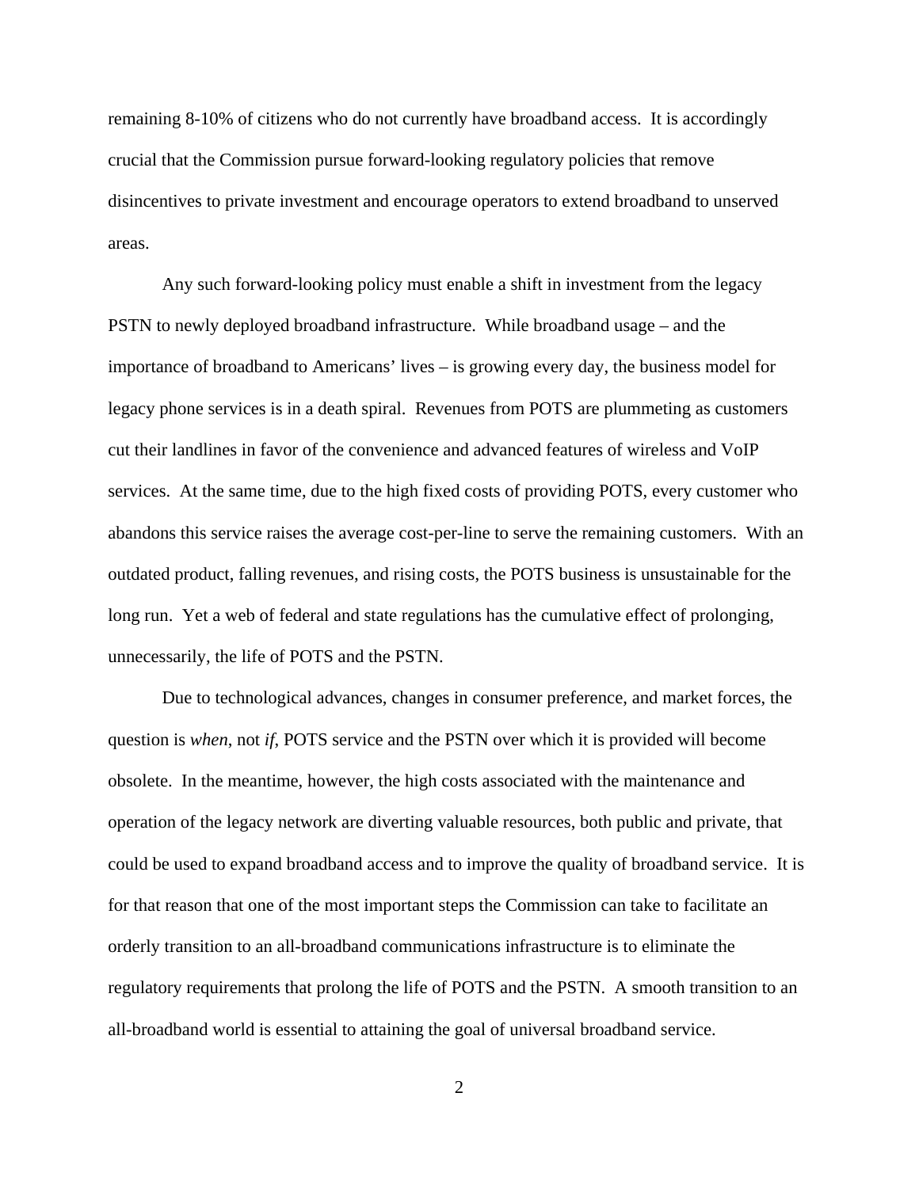remaining 8-10% of citizens who do not currently have broadband access. It is accordingly crucial that the Commission pursue forward-looking regulatory policies that remove disincentives to private investment and encourage operators to extend broadband to unserved areas.

Any such forward-looking policy must enable a shift in investment from the legacy PSTN to newly deployed broadband infrastructure. While broadband usage – and the importance of broadband to Americans' lives – is growing every day, the business model for legacy phone services is in a death spiral. Revenues from POTS are plummeting as customers cut their landlines in favor of the convenience and advanced features of wireless and VoIP services. At the same time, due to the high fixed costs of providing POTS, every customer who abandons this service raises the average cost-per-line to serve the remaining customers. With an outdated product, falling revenues, and rising costs, the POTS business is unsustainable for the long run. Yet a web of federal and state regulations has the cumulative effect of prolonging, unnecessarily, the life of POTS and the PSTN.

Due to technological advances, changes in consumer preference, and market forces, the question is *when*, not *if*, POTS service and the PSTN over which it is provided will become obsolete. In the meantime, however, the high costs associated with the maintenance and operation of the legacy network are diverting valuable resources, both public and private, that could be used to expand broadband access and to improve the quality of broadband service. It is for that reason that one of the most important steps the Commission can take to facilitate an orderly transition to an all-broadband communications infrastructure is to eliminate the regulatory requirements that prolong the life of POTS and the PSTN. A smooth transition to an all-broadband world is essential to attaining the goal of universal broadband service.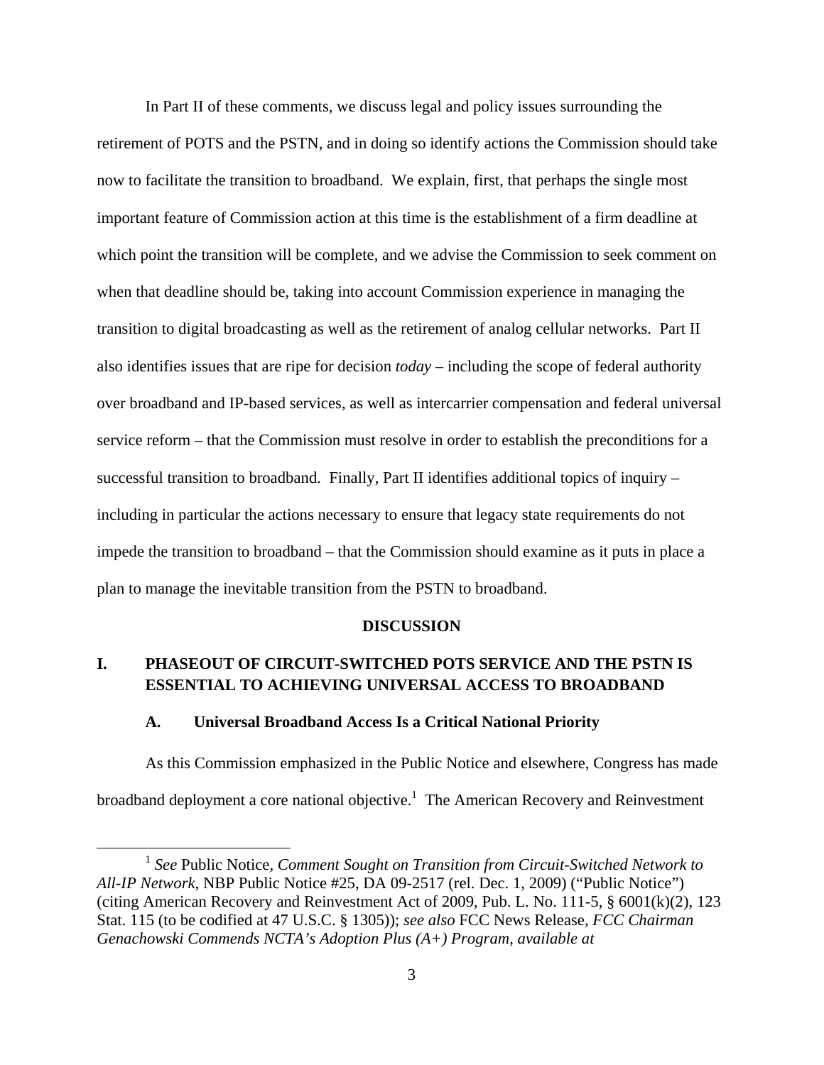In Part II of these comments, we discuss legal and policy issues surrounding the retirement of POTS and the PSTN, and in doing so identify actions the Commission should take now to facilitate the transition to broadband. We explain, first, that perhaps the single most important feature of Commission action at this time is the establishment of a firm deadline at which point the transition will be complete, and we advise the Commission to seek comment on when that deadline should be, taking into account Commission experience in managing the transition to digital broadcasting as well as the retirement of analog cellular networks. Part II also identifies issues that are ripe for decision *today* – including the scope of federal authority over broadband and IP-based services, as well as intercarrier compensation and federal universal service reform – that the Commission must resolve in order to establish the preconditions for a successful transition to broadband. Finally, Part II identifies additional topics of inquiry – including in particular the actions necessary to ensure that legacy state requirements do not impede the transition to broadband – that the Commission should examine as it puts in place a plan to manage the inevitable transition from the PSTN to broadband.

## DISCUSSION

## I. PHASEOUT OF CIRCUIT-SWITCHED POTS SERVICE AND THE PSTN IS ESSENTIAL TO ACHIEVING UNIVERSAL ACCESS TO BROADBAND

### A. Universal Broadband Access Is a Critical National Priority

As this Commission emphasized in the Public Notice and elsewhere, Congress has made broadband deployment a core national objective.[1] The American Recovery and Reinvestment

---

[1] *See* Public Notice, *Comment Sought on Transition from Circuit-Switched Network to All-IP Network*, NBP Public Notice #25, DA 09-2517 (rel. Dec. 1, 2009) ("Public Notice") (citing American Recovery and Reinvestment Act of 2009, Pub. L. No. 111-5, § 6001(k)(2), 123 Stat. 115 (to be codified at 47 U.S.C. § 1305)); *see also* FCC News Release, *FCC Chairman Genachowski Commends NCTA's Adoption Plus (A+) Program*, *available at*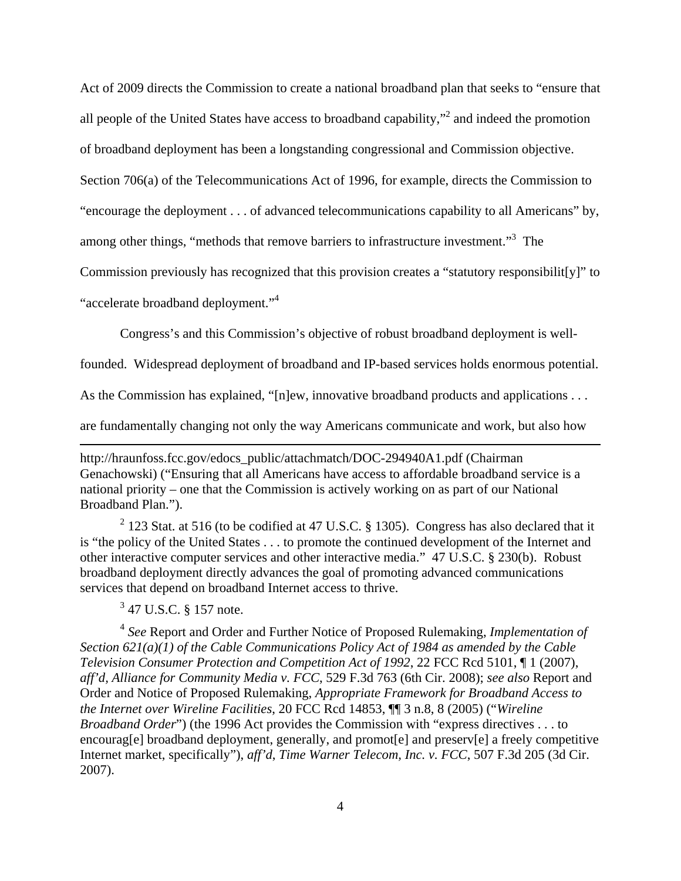Act of 2009 directs the Commission to create a national broadband plan that seeks to "ensure that all people of the United States have access to broadband capability,"[2] and indeed the promotion of broadband deployment has been a longstanding congressional and Commission objective. Section 706(a) of the Telecommunications Act of 1996, for example, directs the Commission to "encourage the deployment . . . of advanced telecommunications capability to all Americans" by, among other things, "methods that remove barriers to infrastructure investment."[3] The Commission previously has recognized that this provision creates a "statutory responsibilit[y]" to "accelerate broadband deployment."[4]

Congress's and this Commission's objective of robust broadband deployment is well-founded. Widespread deployment of broadband and IP-based services holds enormous potential. As the Commission has explained, "[n]ew, innovative broadband products and applications . . . are fundamentally changing not only the way Americans communicate and work, but also how

---

http://hraunfoss.fcc.gov/edocs_public/attachmatch/DOC-294940A1.pdf (Chairman Genachowski) ("Ensuring that all Americans have access to affordable broadband service is a national priority – one that the Commission is actively working on as part of our National Broadband Plan.").

[2] 123 Stat. at 516 (to be codified at 47 U.S.C. § 1305). Congress has also declared that it is "the policy of the United States . . . to promote the continued development of the Internet and other interactive computer services and other interactive media." 47 U.S.C. § 230(b). Robust broadband deployment directly advances the goal of promoting advanced communications services that depend on broadband Internet access to thrive.

[3] 47 U.S.C. § 157 note.

[4] *See* Report and Order and Further Notice of Proposed Rulemaking, *Implementation of Section 621(a)(1) of the Cable Communications Policy Act of 1984 as amended by the Cable Television Consumer Protection and Competition Act of 1992*, 22 FCC Rcd 5101, ¶ 1 (2007), *aff'd*, *Alliance for Community Media v. FCC*, 529 F.3d 763 (6th Cir. 2008); *see also* Report and Order and Notice of Proposed Rulemaking, *Appropriate Framework for Broadband Access to the Internet over Wireline Facilities*, 20 FCC Rcd 14853, ¶¶ 3 n.8, 8 (2005) ("*Wireline Broadband Order*") (the 1996 Act provides the Commission with "express directives . . . to encourag[e] broadband deployment, generally, and promot[e] and preserv[e] a freely competitive Internet market, specifically"), *aff'd*, *Time Warner Telecom, Inc. v. FCC*, 507 F.3d 205 (3d Cir. 2007).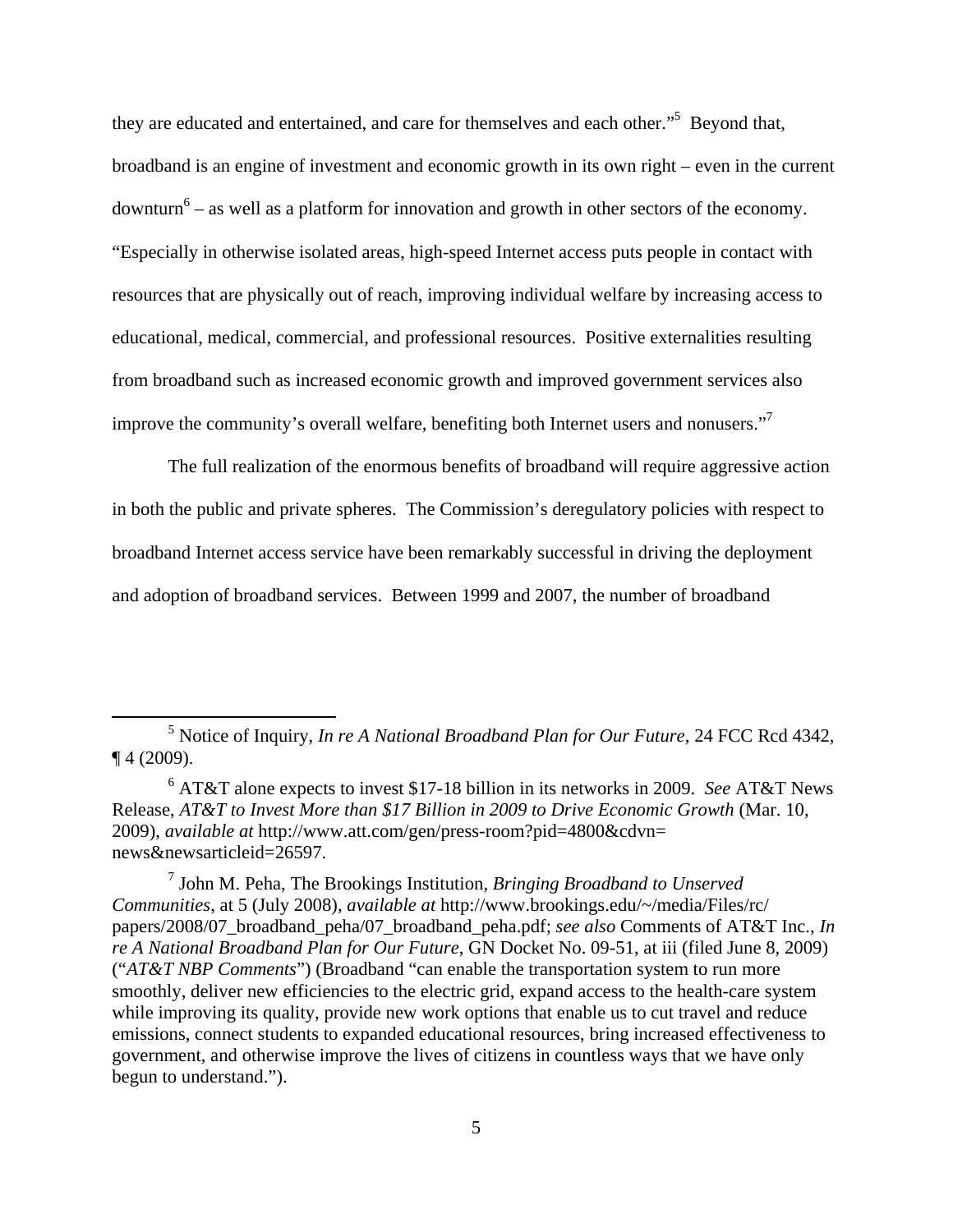they are educated and entertained, and care for themselves and each other."[5] Beyond that, broadband is an engine of investment and economic growth in its own right – even in the current downturn[6] – as well as a platform for innovation and growth in other sectors of the economy. "Especially in otherwise isolated areas, high-speed Internet access puts people in contact with resources that are physically out of reach, improving individual welfare by increasing access to educational, medical, commercial, and professional resources. Positive externalities resulting from broadband such as increased economic growth and improved government services also improve the community's overall welfare, benefiting both Internet users and nonusers."[7]

The full realization of the enormous benefits of broadband will require aggressive action in both the public and private spheres. The Commission's deregulatory policies with respect to broadband Internet access service have been remarkably successful in driving the deployment and adoption of broadband services. Between 1999 and 2007, the number of broadband

---

[5] Notice of Inquiry, *In re A National Broadband Plan for Our Future*, 24 FCC Rcd 4342, ¶ 4 (2009).

[6] AT&T alone expects to invest $17-18 billion in its networks in 2009. *See* AT&T News Release, *AT&T to Invest More than $17 Billion in 2009 to Drive Economic Growth* (Mar. 10, 2009), *available at* http://www.att.com/gen/press-room?pid=4800&cdvn=news&newsarticleid=26597.

[7] John M. Peha, The Brookings Institution, *Bringing Broadband to Unserved Communities*, at 5 (July 2008), *available at* http://www.brookings.edu/~/media/Files/rc/papers/2008/07_broadband_peha/07_broadband_peha.pdf; *see also* Comments of AT&T Inc., *In re A National Broadband Plan for Our Future*, GN Docket No. 09-51, at iii (filed June 8, 2009) ("*AT&T NBP Comments*") (Broadband "can enable the transportation system to run more smoothly, deliver new efficiencies to the electric grid, expand access to the health-care system while improving its quality, provide new work options that enable us to cut travel and reduce emissions, connect students to expanded educational resources, bring increased effectiveness to government, and otherwise improve the lives of citizens in countless ways that we have only begun to understand.").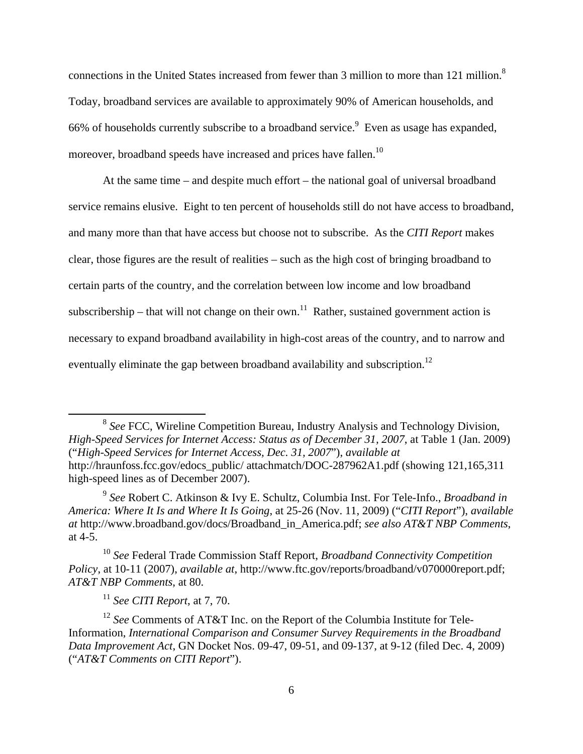connections in the United States increased from fewer than 3 million to more than 121 million.[8] Today, broadband services are available to approximately 90% of American households, and 66% of households currently subscribe to a broadband service.[9] Even as usage has expanded, moreover, broadband speeds have increased and prices have fallen.[10]

At the same time – and despite much effort – the national goal of universal broadband service remains elusive. Eight to ten percent of households still do not have access to broadband, and many more than that have access but choose not to subscribe. As the *CITI Report* makes clear, those figures are the result of realities – such as the high cost of bringing broadband to certain parts of the country, and the correlation between low income and low broadband subscribership – that will not change on their own.[11] Rather, sustained government action is necessary to expand broadband availability in high-cost areas of the country, and to narrow and eventually eliminate the gap between broadband availability and subscription.[12]

---

[8] *See* FCC, Wireline Competition Bureau, Industry Analysis and Technology Division, *High-Speed Services for Internet Access: Status as of December 31, 2007*, at Table 1 (Jan. 2009) ("*High-Speed Services for Internet Access, Dec. 31, 2007*"), *available at* http://hraunfoss.fcc.gov/edocs_public/ attachmatch/DOC-287962A1.pdf (showing 121,165,311 high-speed lines as of December 2007).

[9] *See* Robert C. Atkinson & Ivy E. Schultz, Columbia Inst. For Tele-Info., *Broadband in America: Where It Is and Where It Is Going*, at 25-26 (Nov. 11, 2009) ("*CITI Report*"), *available at* http://www.broadband.gov/docs/Broadband_in_America.pdf; *see also AT&T NBP Comments*, at 4-5.

[10] *See* Federal Trade Commission Staff Report, *Broadband Connectivity Competition Policy*, at 10-11 (2007), *available at*, http://www.ftc.gov/reports/broadband/v070000report.pdf; *AT&T NBP Comments*, at 80.

[11] *See CITI Report*, at 7, 70.

[12] *See* Comments of AT&T Inc. on the Report of the Columbia Institute for Tele-Information, *International Comparison and Consumer Survey Requirements in the Broadband Data Improvement Act*, GN Docket Nos. 09-47, 09-51, and 09-137, at 9-12 (filed Dec. 4, 2009) ("*AT&T Comments on CITI Report*").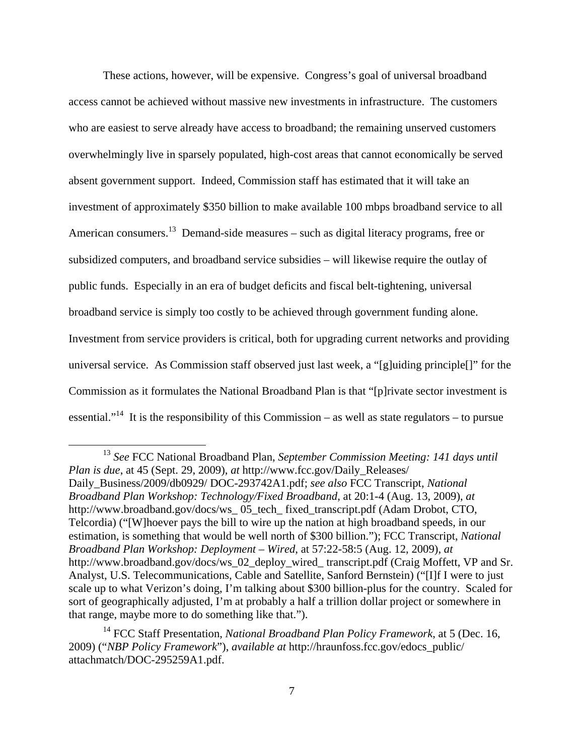These actions, however, will be expensive. Congress's goal of universal broadband access cannot be achieved without massive new investments in infrastructure. The customers who are easiest to serve already have access to broadband; the remaining unserved customers overwhelmingly live in sparsely populated, high-cost areas that cannot economically be served absent government support. Indeed, Commission staff has estimated that it will take an investment of approximately $350 billion to make available 100 mbps broadband service to all American consumers.[13] Demand-side measures – such as digital literacy programs, free or subsidized computers, and broadband service subsidies – will likewise require the outlay of public funds. Especially in an era of budget deficits and fiscal belt-tightening, universal broadband service is simply too costly to be achieved through government funding alone. Investment from service providers is critical, both for upgrading current networks and providing universal service. As Commission staff observed just last week, a "[g]uiding principle[]" for the Commission as it formulates the National Broadband Plan is that "[p]rivate sector investment is essential."[14] It is the responsibility of this Commission – as well as state regulators – to pursue

---

[13] *See* FCC National Broadband Plan, *September Commission Meeting: 141 days until Plan is due*, at 45 (Sept. 29, 2009), *at* http://www.fcc.gov/Daily_Releases/Daily_Business/2009/db0929/ DOC-293742A1.pdf; *see also* FCC Transcript, *National Broadband Plan Workshop: Technology/Fixed Broadband*, at 20:1-4 (Aug. 13, 2009), *at* http://www.broadband.gov/docs/ws_ 05_tech_ fixed_transcript.pdf (Adam Drobot, CTO, Telcordia) ("[W]hoever pays the bill to wire up the nation at high broadband speeds, in our estimation, is something that would be well north of $300 billion."); FCC Transcript, *National Broadband Plan Workshop: Deployment – Wired*, at 57:22-58:5 (Aug. 12, 2009), *at* http://www.broadband.gov/docs/ws_02_deploy_wired_ transcript.pdf (Craig Moffett, VP and Sr. Analyst, U.S. Telecommunications, Cable and Satellite, Sanford Bernstein) ("[I]f I were to just scale up to what Verizon's doing, I'm talking about $300 billion-plus for the country. Scaled for sort of geographically adjusted, I'm at probably a half a trillion dollar project or somewhere in that range, maybe more to do something like that.").

[14] FCC Staff Presentation, *National Broadband Plan Policy Framework*, at 5 (Dec. 16, 2009) ("*NBP Policy Framework*"), *available at* http://hraunfoss.fcc.gov/edocs_public/attachmatch/DOC-295259A1.pdf.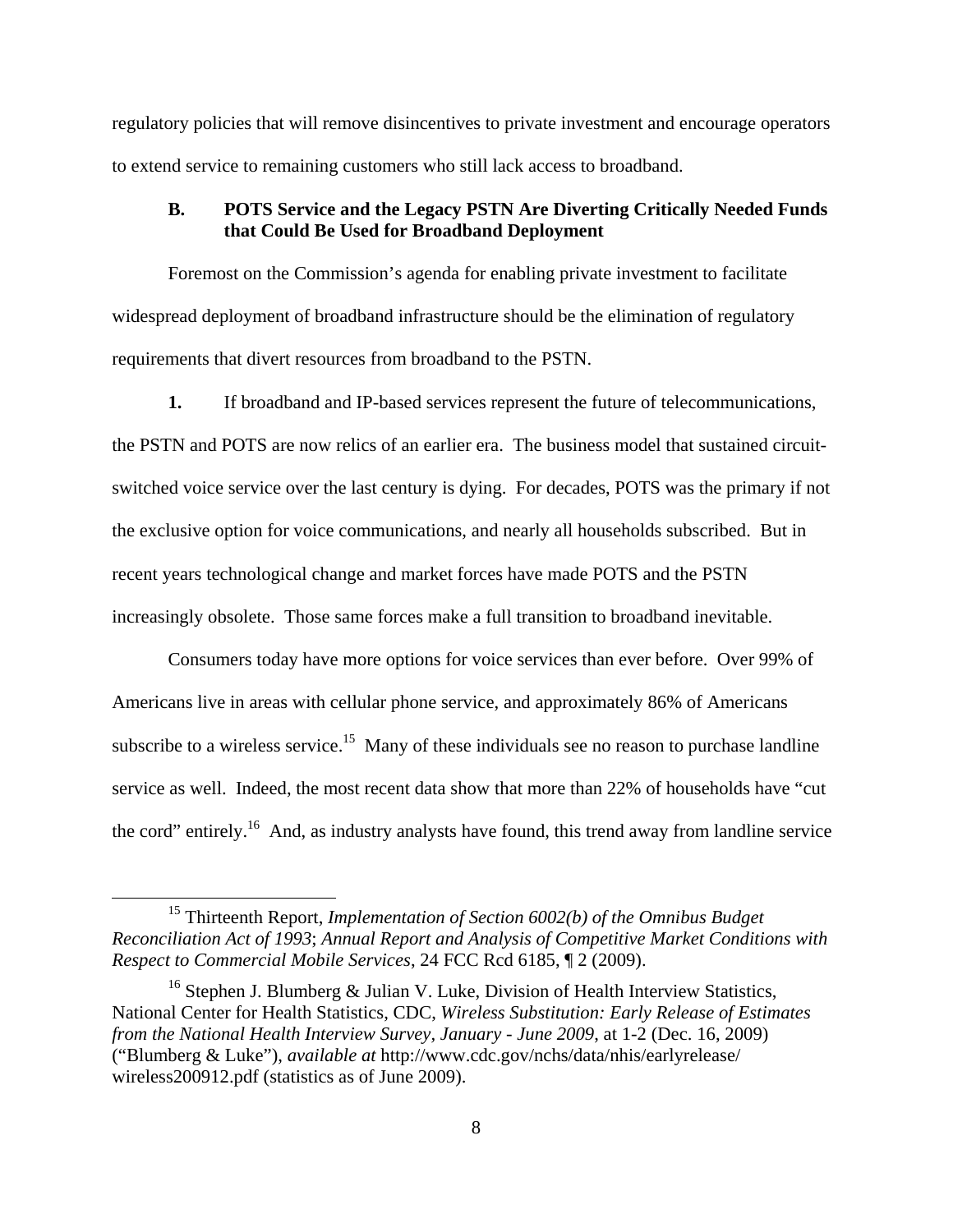regulatory policies that will remove disincentives to private investment and encourage operators to extend service to remaining customers who still lack access to broadband.

### B. POTS Service and the Legacy PSTN Are Diverting Critically Needed Funds that Could Be Used for Broadband Deployment

Foremost on the Commission's agenda for enabling private investment to facilitate widespread deployment of broadband infrastructure should be the elimination of regulatory requirements that divert resources from broadband to the PSTN.

**1.** If broadband and IP-based services represent the future of telecommunications, the PSTN and POTS are now relics of an earlier era. The business model that sustained circuit-switched voice service over the last century is dying. For decades, POTS was the primary if not the exclusive option for voice communications, and nearly all households subscribed. But in recent years technological change and market forces have made POTS and the PSTN increasingly obsolete. Those same forces make a full transition to broadband inevitable.

Consumers today have more options for voice services than ever before. Over 99% of Americans live in areas with cellular phone service, and approximately 86% of Americans subscribe to a wireless service.[15] Many of these individuals see no reason to purchase landline service as well. Indeed, the most recent data show that more than 22% of households have "cut the cord" entirely.[16] And, as industry analysts have found, this trend away from landline service

---

[15] Thirteenth Report, *Implementation of Section 6002(b) of the Omnibus Budget Reconciliation Act of 1993*; *Annual Report and Analysis of Competitive Market Conditions with Respect to Commercial Mobile Services*, 24 FCC Rcd 6185, ¶ 2 (2009).

[16] Stephen J. Blumberg & Julian V. Luke, Division of Health Interview Statistics, National Center for Health Statistics, CDC, *Wireless Substitution: Early Release of Estimates from the National Health Interview Survey, January - June 2009*, at 1-2 (Dec. 16, 2009) ("Blumberg & Luke"), *available at* http://www.cdc.gov/nchs/data/nhis/earlyrelease/wireless200912.pdf (statistics as of June 2009).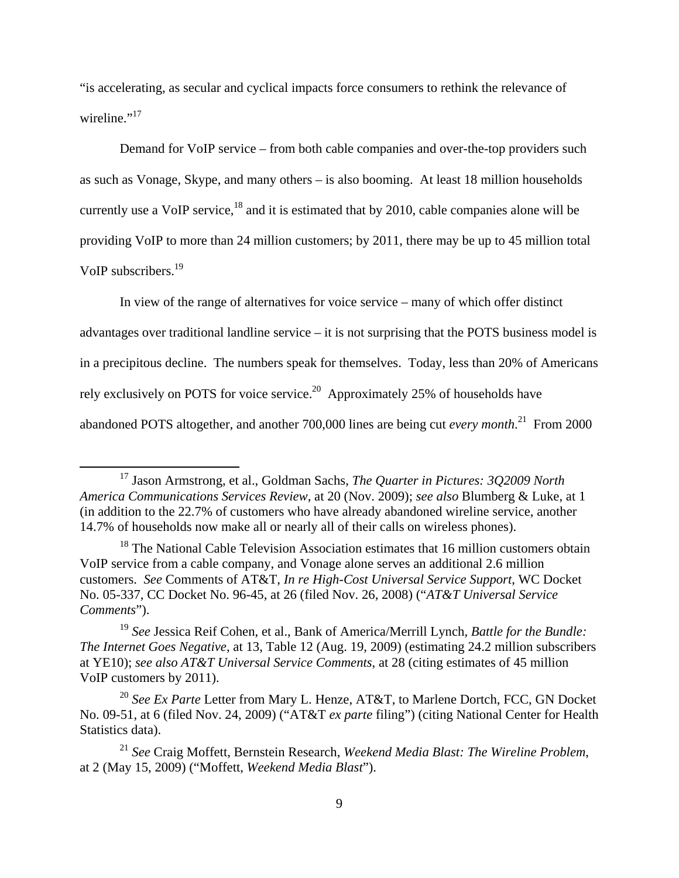"is accelerating, as secular and cyclical impacts force consumers to rethink the relevance of wireline."[17]

Demand for VoIP service – from both cable companies and over-the-top providers such as such as Vonage, Skype, and many others – is also booming. At least 18 million households currently use a VoIP service,[18] and it is estimated that by 2010, cable companies alone will be providing VoIP to more than 24 million customers; by 2011, there may be up to 45 million total VoIP subscribers.[19]

In view of the range of alternatives for voice service – many of which offer distinct advantages over traditional landline service – it is not surprising that the POTS business model is in a precipitous decline. The numbers speak for themselves. Today, less than 20% of Americans rely exclusively on POTS for voice service.[20] Approximately 25% of households have abandoned POTS altogether, and another 700,000 lines are being cut *every month*.[21] From 2000

---

[17] Jason Armstrong, et al., Goldman Sachs, *The Quarter in Pictures: 3Q2009 North America Communications Services Review*, at 20 (Nov. 2009); *see also* Blumberg & Luke, at 1 (in addition to the 22.7% of customers who have already abandoned wireline service, another 14.7% of households now make all or nearly all of their calls on wireless phones).

[18] The National Cable Television Association estimates that 16 million customers obtain VoIP service from a cable company, and Vonage alone serves an additional 2.6 million customers. *See* Comments of AT&T, *In re High-Cost Universal Service Support*, WC Docket No. 05-337, CC Docket No. 96-45, at 26 (filed Nov. 26, 2008) ("*AT&T Universal Service Comments*").

[19] *See* Jessica Reif Cohen, et al., Bank of America/Merrill Lynch, *Battle for the Bundle: The Internet Goes Negative*, at 13, Table 12 (Aug. 19, 2009) (estimating 24.2 million subscribers at YE10); *see also AT&T Universal Service Comments*, at 28 (citing estimates of 45 million VoIP customers by 2011).

[20] *See Ex Parte* Letter from Mary L. Henze, AT&T, to Marlene Dortch, FCC, GN Docket No. 09-51, at 6 (filed Nov. 24, 2009) ("AT&T *ex parte* filing") (citing National Center for Health Statistics data).

[21] *See* Craig Moffett, Bernstein Research, *Weekend Media Blast: The Wireline Problem*, at 2 (May 15, 2009) ("Moffett, *Weekend Media Blast*").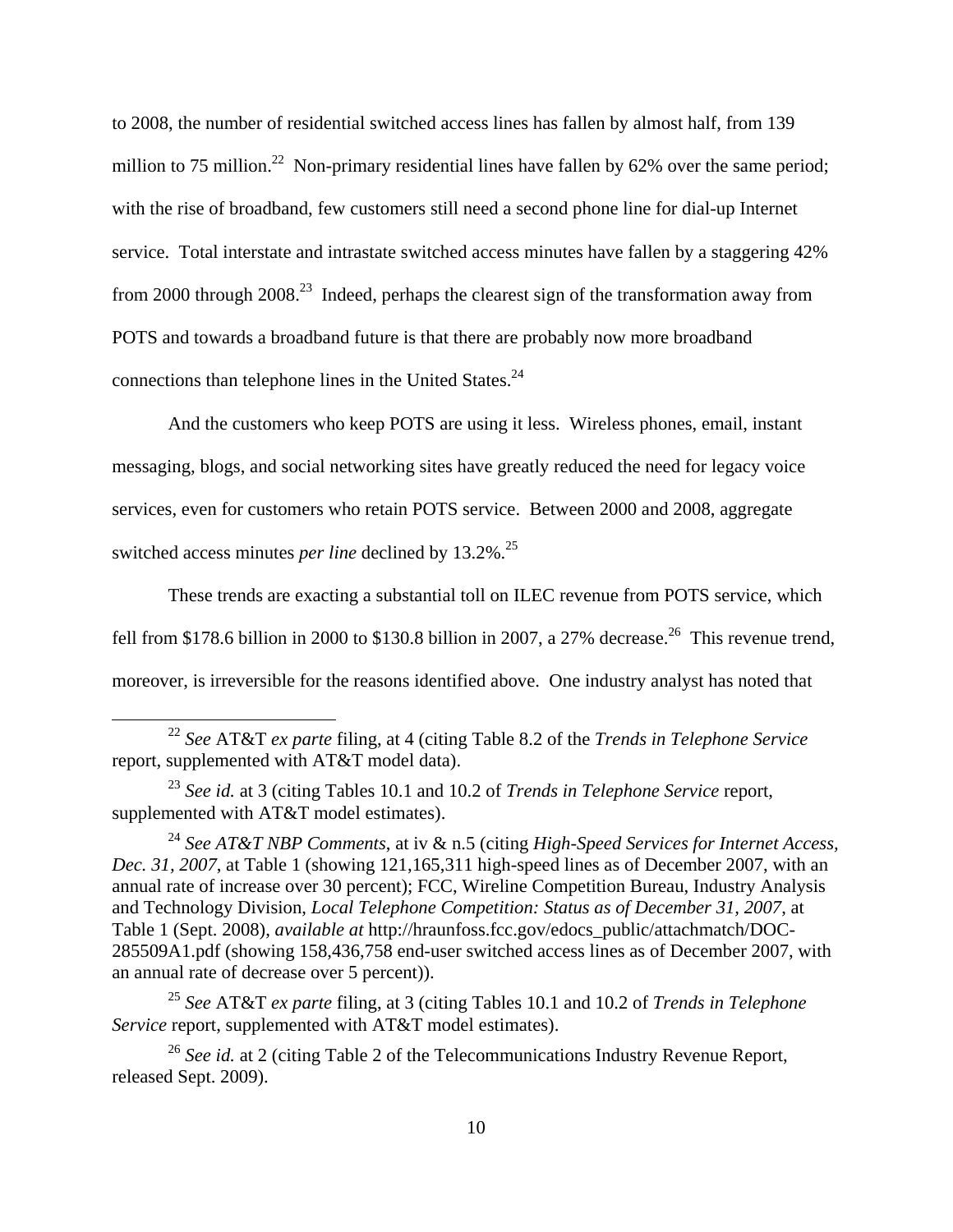to 2008, the number of residential switched access lines has fallen by almost half, from 139 million to 75 million.[22] Non-primary residential lines have fallen by 62% over the same period; with the rise of broadband, few customers still need a second phone line for dial-up Internet service. Total interstate and intrastate switched access minutes have fallen by a staggering 42% from 2000 through 2008.[23] Indeed, perhaps the clearest sign of the transformation away from POTS and towards a broadband future is that there are probably now more broadband connections than telephone lines in the United States.[24]

And the customers who keep POTS are using it less. Wireless phones, email, instant messaging, blogs, and social networking sites have greatly reduced the need for legacy voice services, even for customers who retain POTS service. Between 2000 and 2008, aggregate switched access minutes *per line* declined by 13.2%.[25]

These trends are exacting a substantial toll on ILEC revenue from POTS service, which fell from $178.6 billion in 2000 to $130.8 billion in 2007, a 27% decrease.[26] This revenue trend, moreover, is irreversible for the reasons identified above. One industry analyst has noted that

---

[22] *See* AT&T *ex parte* filing, at 4 (citing Table 8.2 of the *Trends in Telephone Service* report, supplemented with AT&T model data).

[23] *See id.* at 3 (citing Tables 10.1 and 10.2 of *Trends in Telephone Service* report, supplemented with AT&T model estimates).

[24] *See AT&T NBP Comments*, at iv & n.5 (citing *High-Speed Services for Internet Access, Dec. 31, 2007*, at Table 1 (showing 121,165,311 high-speed lines as of December 2007, with an annual rate of increase over 30 percent); FCC, Wireline Competition Bureau, Industry Analysis and Technology Division, *Local Telephone Competition: Status as of December 31, 2007*, at Table 1 (Sept. 2008), *available at* http://hraunfoss.fcc.gov/edocs_public/attachmatch/DOC-285509A1.pdf (showing 158,436,758 end-user switched access lines as of December 2007, with an annual rate of decrease over 5 percent)).

[25] *See* AT&T *ex parte* filing, at 3 (citing Tables 10.1 and 10.2 of *Trends in Telephone Service* report, supplemented with AT&T model estimates).

[26] *See id.* at 2 (citing Table 2 of the Telecommunications Industry Revenue Report, released Sept. 2009).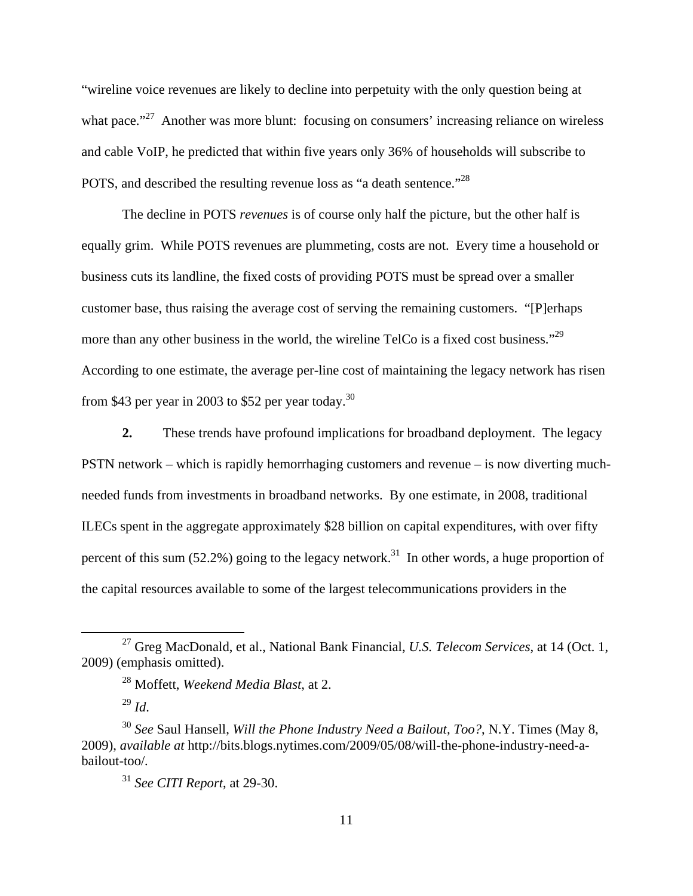"wireline voice revenues are likely to decline into perpetuity with the only question being at what pace."[27] Another was more blunt: focusing on consumers' increasing reliance on wireless and cable VoIP, he predicted that within five years only 36% of households will subscribe to POTS, and described the resulting revenue loss as "a death sentence."[28]

The decline in POTS *revenues* is of course only half the picture, but the other half is equally grim. While POTS revenues are plummeting, costs are not. Every time a household or business cuts its landline, the fixed costs of providing POTS must be spread over a smaller customer base, thus raising the average cost of serving the remaining customers. "[P]erhaps more than any other business in the world, the wireline TelCo is a fixed cost business."[29] According to one estimate, the average per-line cost of maintaining the legacy network has risen from $43 per year in 2003 to $52 per year today.[30]

**2.** These trends have profound implications for broadband deployment. The legacy PSTN network – which is rapidly hemorrhaging customers and revenue – is now diverting much-needed funds from investments in broadband networks. By one estimate, in 2008, traditional ILECs spent in the aggregate approximately $28 billion on capital expenditures, with over fifty percent of this sum (52.2%) going to the legacy network.[31] In other words, a huge proportion of the capital resources available to some of the largest telecommunications providers in the

---

[27] Greg MacDonald, et al., National Bank Financial, *U.S. Telecom Services*, at 14 (Oct. 1, 2009) (emphasis omitted).

[28] Moffett, *Weekend Media Blast*, at 2.

[29] *Id*.

[30] *See* Saul Hansell, *Will the Phone Industry Need a Bailout, Too?*, N.Y. Times (May 8, 2009), *available at* http://bits.blogs.nytimes.com/2009/05/08/will-the-phone-industry-need-a-bailout-too/.

[31] *See CITI Report*, at 29-30.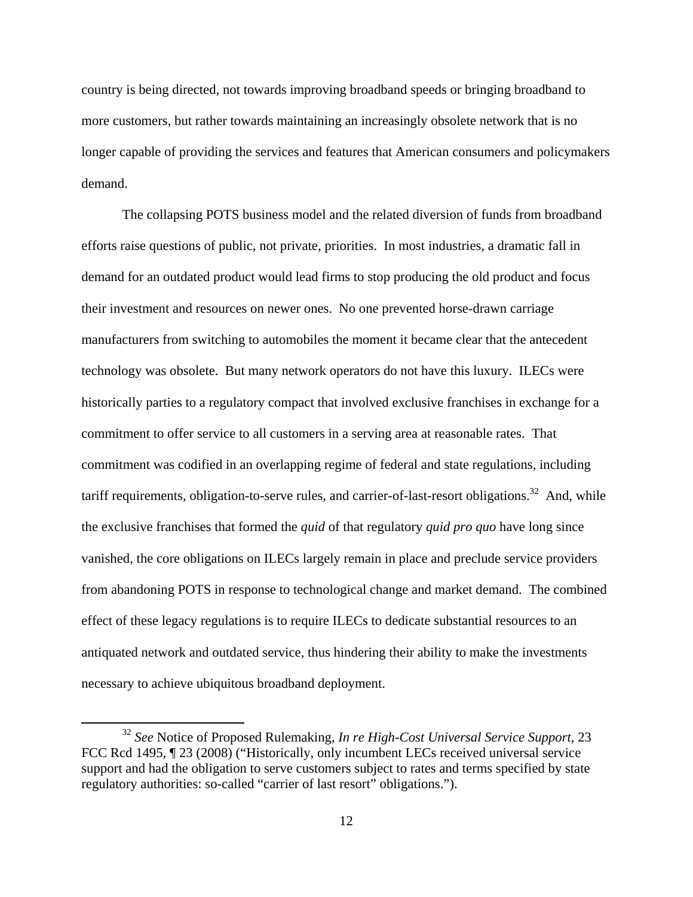country is being directed, not towards improving broadband speeds or bringing broadband to more customers, but rather towards maintaining an increasingly obsolete network that is no longer capable of providing the services and features that American consumers and policymakers demand.

The collapsing POTS business model and the related diversion of funds from broadband efforts raise questions of public, not private, priorities. In most industries, a dramatic fall in demand for an outdated product would lead firms to stop producing the old product and focus their investment and resources on newer ones. No one prevented horse-drawn carriage manufacturers from switching to automobiles the moment it became clear that the antecedent technology was obsolete. But many network operators do not have this luxury. ILECs were historically parties to a regulatory compact that involved exclusive franchises in exchange for a commitment to offer service to all customers in a serving area at reasonable rates. That commitment was codified in an overlapping regime of federal and state regulations, including tariff requirements, obligation-to-serve rules, and carrier-of-last-resort obligations.[32] And, while the exclusive franchises that formed the *quid* of that regulatory *quid pro quo* have long since vanished, the core obligations on ILECs largely remain in place and preclude service providers from abandoning POTS in response to technological change and market demand. The combined effect of these legacy regulations is to require ILECs to dedicate substantial resources to an antiquated network and outdated service, thus hindering their ability to make the investments necessary to achieve ubiquitous broadband deployment.

---

[32] *See* Notice of Proposed Rulemaking, *In re High-Cost Universal Service Support*, 23 FCC Rcd 1495, ¶ 23 (2008) ("Historically, only incumbent LECs received universal service support and had the obligation to serve customers subject to rates and terms specified by state regulatory authorities: so-called "carrier of last resort" obligations.").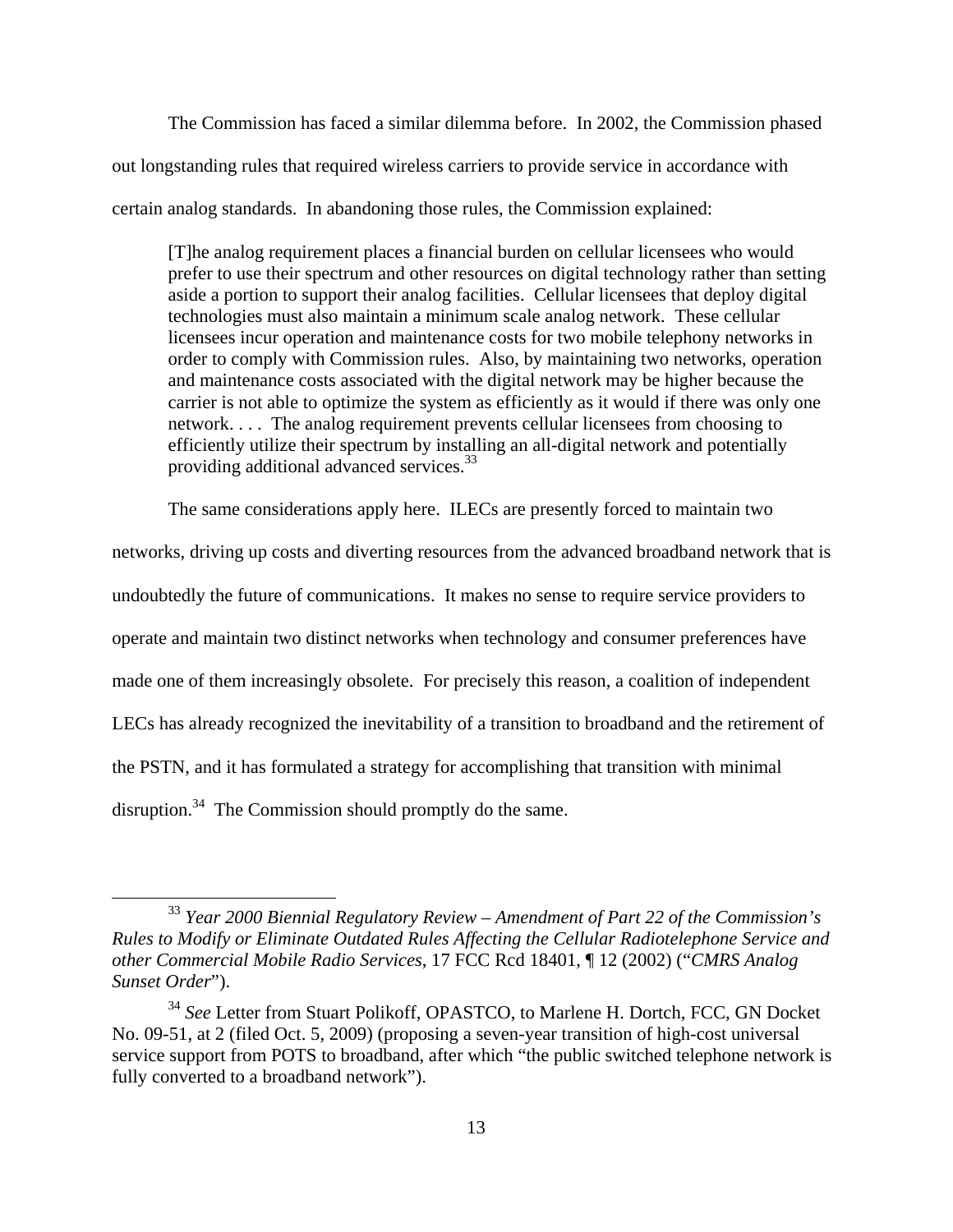The Commission has faced a similar dilemma before. In 2002, the Commission phased out longstanding rules that required wireless carriers to provide service in accordance with certain analog standards. In abandoning those rules, the Commission explained:

> [T]he analog requirement places a financial burden on cellular licensees who would prefer to use their spectrum and other resources on digital technology rather than setting aside a portion to support their analog facilities. Cellular licensees that deploy digital technologies must also maintain a minimum scale analog network. These cellular licensees incur operation and maintenance costs for two mobile telephony networks in order to comply with Commission rules. Also, by maintaining two networks, operation and maintenance costs associated with the digital network may be higher because the carrier is not able to optimize the system as efficiently as it would if there was only one network. . . . The analog requirement prevents cellular licensees from choosing to efficiently utilize their spectrum by installing an all-digital network and potentially providing additional advanced services.[33]

The same considerations apply here. ILECs are presently forced to maintain two networks, driving up costs and diverting resources from the advanced broadband network that is undoubtedly the future of communications. It makes no sense to require service providers to operate and maintain two distinct networks when technology and consumer preferences have made one of them increasingly obsolete. For precisely this reason, a coalition of independent LECs has already recognized the inevitability of a transition to broadband and the retirement of the PSTN, and it has formulated a strategy for accomplishing that transition with minimal disruption.[34] The Commission should promptly do the same.

---

[33] *Year 2000 Biennial Regulatory Review – Amendment of Part 22 of the Commission's Rules to Modify or Eliminate Outdated Rules Affecting the Cellular Radiotelephone Service and other Commercial Mobile Radio Services*, 17 FCC Rcd 18401, ¶ 12 (2002) ("*CMRS Analog Sunset Order*").

[34] *See* Letter from Stuart Polikoff, OPASTCO, to Marlene H. Dortch, FCC, GN Docket No. 09-51, at 2 (filed Oct. 5, 2009) (proposing a seven-year transition of high-cost universal service support from POTS to broadband, after which "the public switched telephone network is fully converted to a broadband network").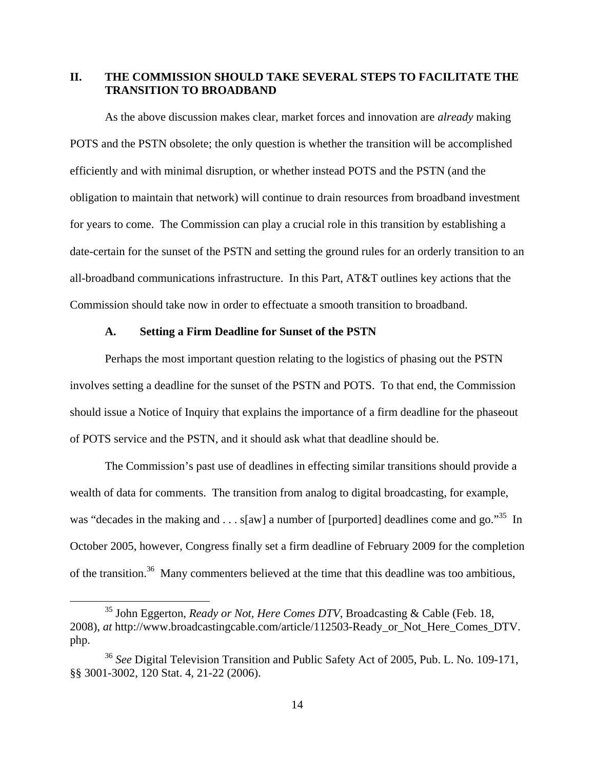## II. THE COMMISSION SHOULD TAKE SEVERAL STEPS TO FACILITATE THE TRANSITION TO BROADBAND

As the above discussion makes clear, market forces and innovation are *already* making POTS and the PSTN obsolete; the only question is whether the transition will be accomplished efficiently and with minimal disruption, or whether instead POTS and the PSTN (and the obligation to maintain that network) will continue to drain resources from broadband investment for years to come. The Commission can play a crucial role in this transition by establishing a date-certain for the sunset of the PSTN and setting the ground rules for an orderly transition to an all-broadband communications infrastructure. In this Part, AT&T outlines key actions that the Commission should take now in order to effectuate a smooth transition to broadband.

### A. Setting a Firm Deadline for Sunset of the PSTN

Perhaps the most important question relating to the logistics of phasing out the PSTN involves setting a deadline for the sunset of the PSTN and POTS. To that end, the Commission should issue a Notice of Inquiry that explains the importance of a firm deadline for the phaseout of POTS service and the PSTN, and it should ask what that deadline should be.

The Commission's past use of deadlines in effecting similar transitions should provide a wealth of data for comments. The transition from analog to digital broadcasting, for example, was "decades in the making and . . . s[aw] a number of [purported] deadlines come and go."[35] In October 2005, however, Congress finally set a firm deadline of February 2009 for the completion of the transition.[36] Many commenters believed at the time that this deadline was too ambitious,

---

[35] John Eggerton, *Ready or Not, Here Comes DTV*, Broadcasting & Cable (Feb. 18, 2008), *at* http://www.broadcastingcable.com/article/112503-Ready_or_Not_Here_Comes_DTV.php.

[36] *See* Digital Television Transition and Public Safety Act of 2005, Pub. L. No. 109-171, §§ 3001-3002, 120 Stat. 4, 21-22 (2006).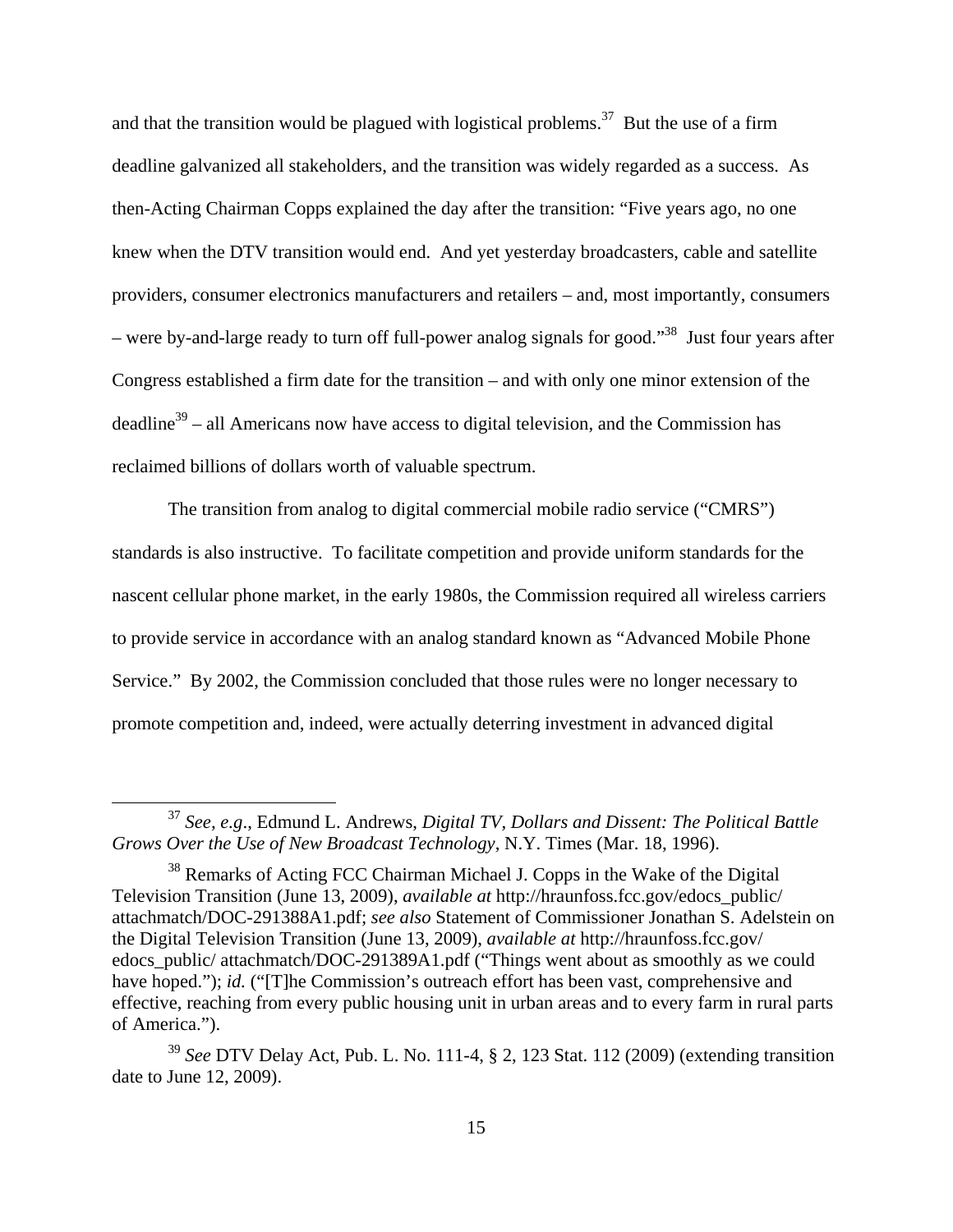and that the transition would be plagued with logistical problems.[37] But the use of a firm deadline galvanized all stakeholders, and the transition was widely regarded as a success. As then-Acting Chairman Copps explained the day after the transition: "Five years ago, no one knew when the DTV transition would end. And yet yesterday broadcasters, cable and satellite providers, consumer electronics manufacturers and retailers – and, most importantly, consumers – were by-and-large ready to turn off full-power analog signals for good."[38] Just four years after Congress established a firm date for the transition – and with only one minor extension of the deadline[39] – all Americans now have access to digital television, and the Commission has reclaimed billions of dollars worth of valuable spectrum.

The transition from analog to digital commercial mobile radio service ("CMRS") standards is also instructive. To facilitate competition and provide uniform standards for the nascent cellular phone market, in the early 1980s, the Commission required all wireless carriers to provide service in accordance with an analog standard known as "Advanced Mobile Phone Service." By 2002, the Commission concluded that those rules were no longer necessary to promote competition and, indeed, were actually deterring investment in advanced digital

---

[37] *See, e.g.*, Edmund L. Andrews, *Digital TV, Dollars and Dissent: The Political Battle Grows Over the Use of New Broadcast Technology*, N.Y. Times (Mar. 18, 1996).

[38] Remarks of Acting FCC Chairman Michael J. Copps in the Wake of the Digital Television Transition (June 13, 2009), *available at* http://hraunfoss.fcc.gov/edocs_public/attachmatch/DOC-291388A1.pdf; *see also* Statement of Commissioner Jonathan S. Adelstein on the Digital Television Transition (June 13, 2009), *available at* http://hraunfoss.fcc.gov/edocs_public/ attachmatch/DOC-291389A1.pdf ("Things went about as smoothly as we could have hoped."); *id.* ("[T]he Commission's outreach effort has been vast, comprehensive and effective, reaching from every public housing unit in urban areas and to every farm in rural parts of America.").

[39] *See* DTV Delay Act, Pub. L. No. 111-4, § 2, 123 Stat. 112 (2009) (extending transition date to June 12, 2009).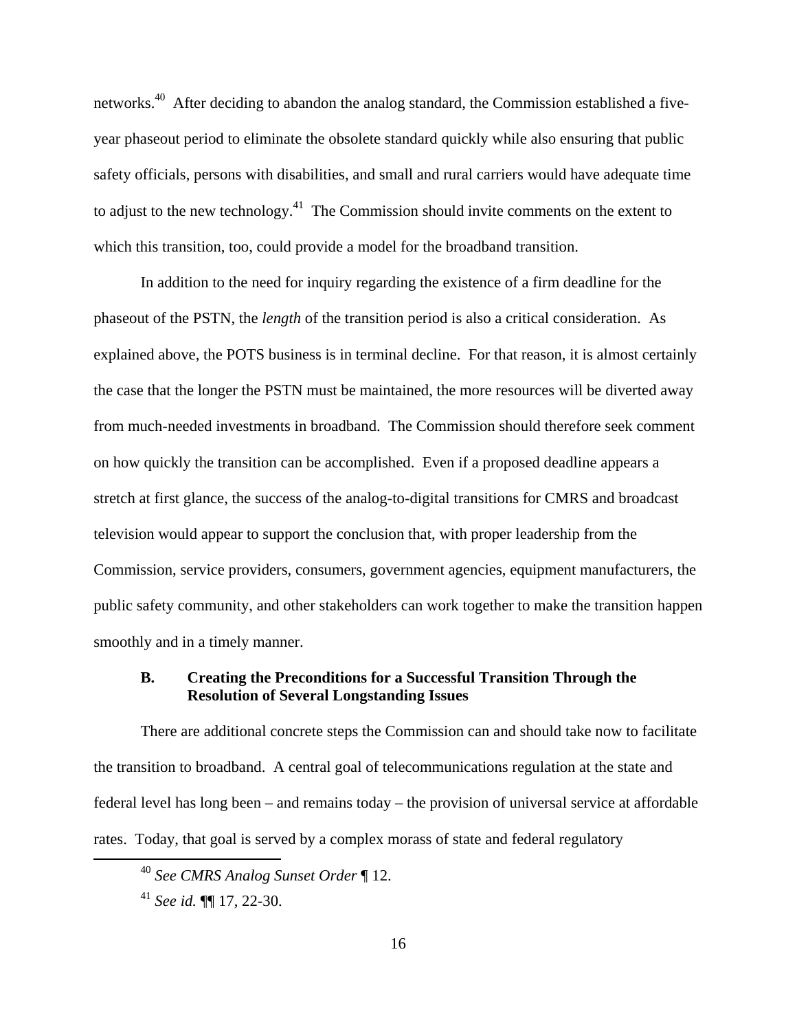networks.[40] After deciding to abandon the analog standard, the Commission established a five-year phaseout period to eliminate the obsolete standard quickly while also ensuring that public safety officials, persons with disabilities, and small and rural carriers would have adequate time to adjust to the new technology.[41] The Commission should invite comments on the extent to which this transition, too, could provide a model for the broadband transition.

In addition to the need for inquiry regarding the existence of a firm deadline for the phaseout of the PSTN, the *length* of the transition period is also a critical consideration. As explained above, the POTS business is in terminal decline. For that reason, it is almost certainly the case that the longer the PSTN must be maintained, the more resources will be diverted away from much-needed investments in broadband. The Commission should therefore seek comment on how quickly the transition can be accomplished. Even if a proposed deadline appears a stretch at first glance, the success of the analog-to-digital transitions for CMRS and broadcast television would appear to support the conclusion that, with proper leadership from the Commission, service providers, consumers, government agencies, equipment manufacturers, the public safety community, and other stakeholders can work together to make the transition happen smoothly and in a timely manner.

### B. Creating the Preconditions for a Successful Transition Through the Resolution of Several Longstanding Issues

There are additional concrete steps the Commission can and should take now to facilitate the transition to broadband. A central goal of telecommunications regulation at the state and federal level has long been – and remains today – the provision of universal service at affordable rates. Today, that goal is served by a complex morass of state and federal regulatory

---

[40] *See CMRS Analog Sunset Order* ¶ 12.

[41] *See id.* ¶¶ 17, 22-30.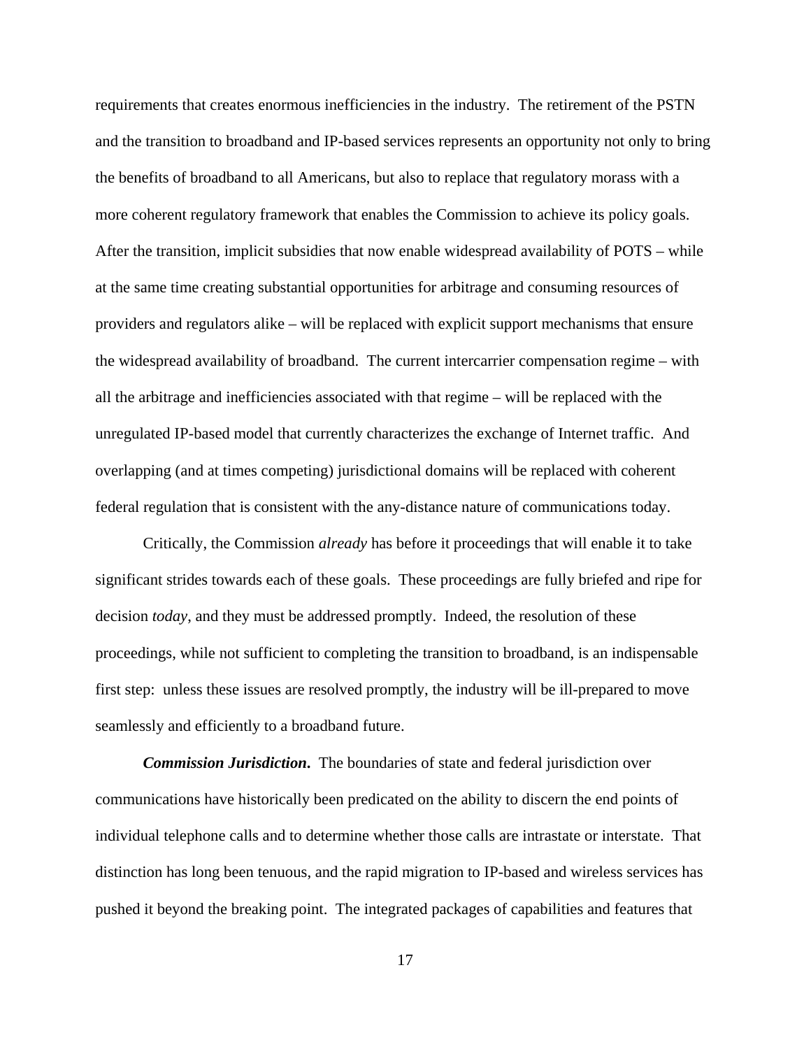requirements that creates enormous inefficiencies in the industry. The retirement of the PSTN and the transition to broadband and IP-based services represents an opportunity not only to bring the benefits of broadband to all Americans, but also to replace that regulatory morass with a more coherent regulatory framework that enables the Commission to achieve its policy goals. After the transition, implicit subsidies that now enable widespread availability of POTS – while at the same time creating substantial opportunities for arbitrage and consuming resources of providers and regulators alike – will be replaced with explicit support mechanisms that ensure the widespread availability of broadband. The current intercarrier compensation regime – with all the arbitrage and inefficiencies associated with that regime – will be replaced with the unregulated IP-based model that currently characterizes the exchange of Internet traffic. And overlapping (and at times competing) jurisdictional domains will be replaced with coherent federal regulation that is consistent with the any-distance nature of communications today.

Critically, the Commission *already* has before it proceedings that will enable it to take significant strides towards each of these goals. These proceedings are fully briefed and ripe for decision *today*, and they must be addressed promptly. Indeed, the resolution of these proceedings, while not sufficient to completing the transition to broadband, is an indispensable first step: unless these issues are resolved promptly, the industry will be ill-prepared to move seamlessly and efficiently to a broadband future.

***Commission Jurisdiction*.** The boundaries of state and federal jurisdiction over communications have historically been predicated on the ability to discern the end points of individual telephone calls and to determine whether those calls are intrastate or interstate. That distinction has long been tenuous, and the rapid migration to IP-based and wireless services has pushed it beyond the breaking point. The integrated packages of capabilities and features that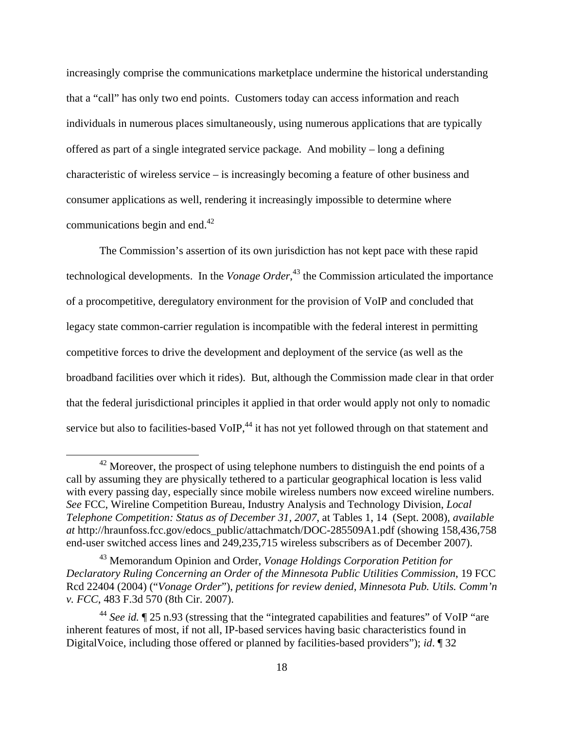increasingly comprise the communications marketplace undermine the historical understanding that a "call" has only two end points. Customers today can access information and reach individuals in numerous places simultaneously, using numerous applications that are typically offered as part of a single integrated service package. And mobility – long a defining characteristic of wireless service – is increasingly becoming a feature of other business and consumer applications as well, rendering it increasingly impossible to determine where communications begin and end.[42]

The Commission's assertion of its own jurisdiction has not kept pace with these rapid technological developments. In the *Vonage Order*,[43] the Commission articulated the importance of a procompetitive, deregulatory environment for the provision of VoIP and concluded that legacy state common-carrier regulation is incompatible with the federal interest in permitting competitive forces to drive the development and deployment of the service (as well as the broadband facilities over which it rides). But, although the Commission made clear in that order that the federal jurisdictional principles it applied in that order would apply not only to nomadic service but also to facilities-based VoIP,[44] it has not yet followed through on that statement and

---

[42] Moreover, the prospect of using telephone numbers to distinguish the end points of a call by assuming they are physically tethered to a particular geographical location is less valid with every passing day, especially since mobile wireless numbers now exceed wireline numbers. *See* FCC, Wireline Competition Bureau, Industry Analysis and Technology Division, *Local Telephone Competition: Status as of December 31, 2007*, at Tables 1, 14 (Sept. 2008), *available at* http://hraunfoss.fcc.gov/edocs_public/attachmatch/DOC-285509A1.pdf (showing 158,436,758 end-user switched access lines and 249,235,715 wireless subscribers as of December 2007).

[43] Memorandum Opinion and Order, *Vonage Holdings Corporation Petition for Declaratory Ruling Concerning an Order of the Minnesota Public Utilities Commission*, 19 FCC Rcd 22404 (2004) ("*Vonage Order*"), *petitions for review denied*, *Minnesota Pub. Utils. Comm'n v. FCC*, 483 F.3d 570 (8th Cir. 2007).

[44] *See id.* ¶ 25 n.93 (stressing that the "integrated capabilities and features" of VoIP "are inherent features of most, if not all, IP-based services having basic characteristics found in DigitalVoice, including those offered or planned by facilities-based providers"); *id*. ¶ 32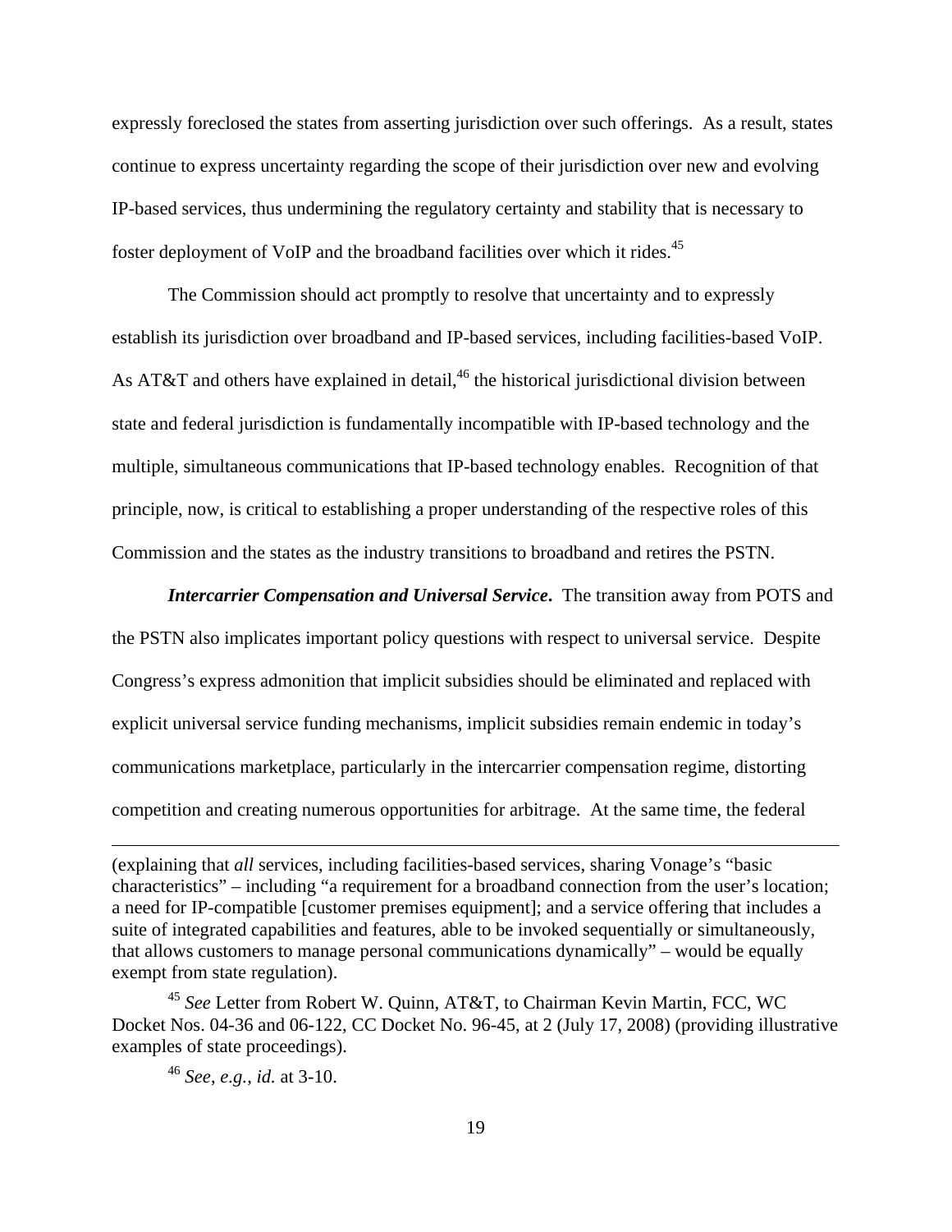expressly foreclosed the states from asserting jurisdiction over such offerings. As a result, states continue to express uncertainty regarding the scope of their jurisdiction over new and evolving IP-based services, thus undermining the regulatory certainty and stability that is necessary to foster deployment of VoIP and the broadband facilities over which it rides.[45]

The Commission should act promptly to resolve that uncertainty and to expressly establish its jurisdiction over broadband and IP-based services, including facilities-based VoIP. As AT&T and others have explained in detail,[46] the historical jurisdictional division between state and federal jurisdiction is fundamentally incompatible with IP-based technology and the multiple, simultaneous communications that IP-based technology enables. Recognition of that principle, now, is critical to establishing a proper understanding of the respective roles of this Commission and the states as the industry transitions to broadband and retires the PSTN.

***Intercarrier Compensation and Universal Service*.** The transition away from POTS and the PSTN also implicates important policy questions with respect to universal service. Despite Congress's express admonition that implicit subsidies should be eliminated and replaced with explicit universal service funding mechanisms, implicit subsidies remain endemic in today's communications marketplace, particularly in the intercarrier compensation regime, distorting competition and creating numerous opportunities for arbitrage. At the same time, the federal

---

(explaining that *all* services, including facilities-based services, sharing Vonage's "basic characteristics" – including "a requirement for a broadband connection from the user's location; a need for IP-compatible [customer premises equipment]; and a service offering that includes a suite of integrated capabilities and features, able to be invoked sequentially or simultaneously, that allows customers to manage personal communications dynamically" – would be equally exempt from state regulation).

[45] *See* Letter from Robert W. Quinn, AT&T, to Chairman Kevin Martin, FCC, WC Docket Nos. 04-36 and 06-122, CC Docket No. 96-45, at 2 (July 17, 2008) (providing illustrative examples of state proceedings).

[46] *See*, *e.g.*, *id.* at 3-10.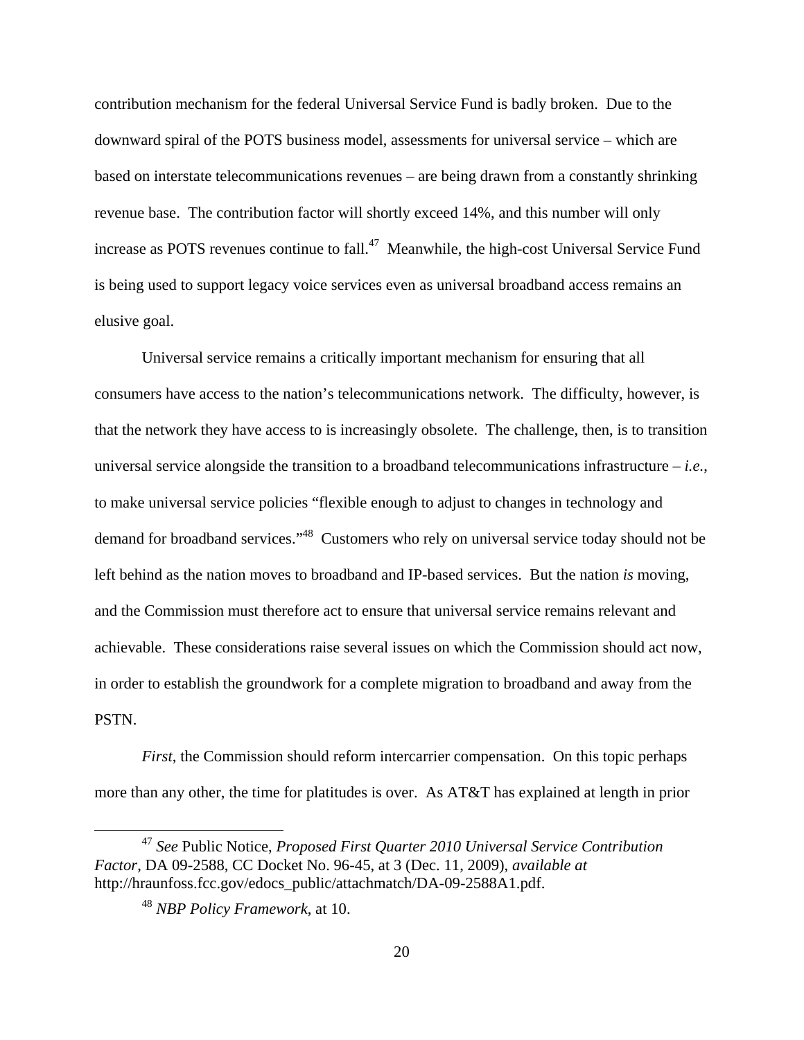contribution mechanism for the federal Universal Service Fund is badly broken. Due to the downward spiral of the POTS business model, assessments for universal service – which are based on interstate telecommunications revenues – are being drawn from a constantly shrinking revenue base. The contribution factor will shortly exceed 14%, and this number will only increase as POTS revenues continue to fall.[47] Meanwhile, the high-cost Universal Service Fund is being used to support legacy voice services even as universal broadband access remains an elusive goal.

Universal service remains a critically important mechanism for ensuring that all consumers have access to the nation's telecommunications network. The difficulty, however, is that the network they have access to is increasingly obsolete. The challenge, then, is to transition universal service alongside the transition to a broadband telecommunications infrastructure – *i.e.*, to make universal service policies "flexible enough to adjust to changes in technology and demand for broadband services."[48] Customers who rely on universal service today should not be left behind as the nation moves to broadband and IP-based services. But the nation *is* moving, and the Commission must therefore act to ensure that universal service remains relevant and achievable. These considerations raise several issues on which the Commission should act now, in order to establish the groundwork for a complete migration to broadband and away from the PSTN.

*First*, the Commission should reform intercarrier compensation. On this topic perhaps more than any other, the time for platitudes is over. As AT&T has explained at length in prior

---

[47] *See* Public Notice, *Proposed First Quarter 2010 Universal Service Contribution Factor*, DA 09-2588, CC Docket No. 96-45, at 3 (Dec. 11, 2009), *available at* http://hraunfoss.fcc.gov/edocs_public/attachmatch/DA-09-2588A1.pdf.

[48] *NBP Policy Framework*, at 10.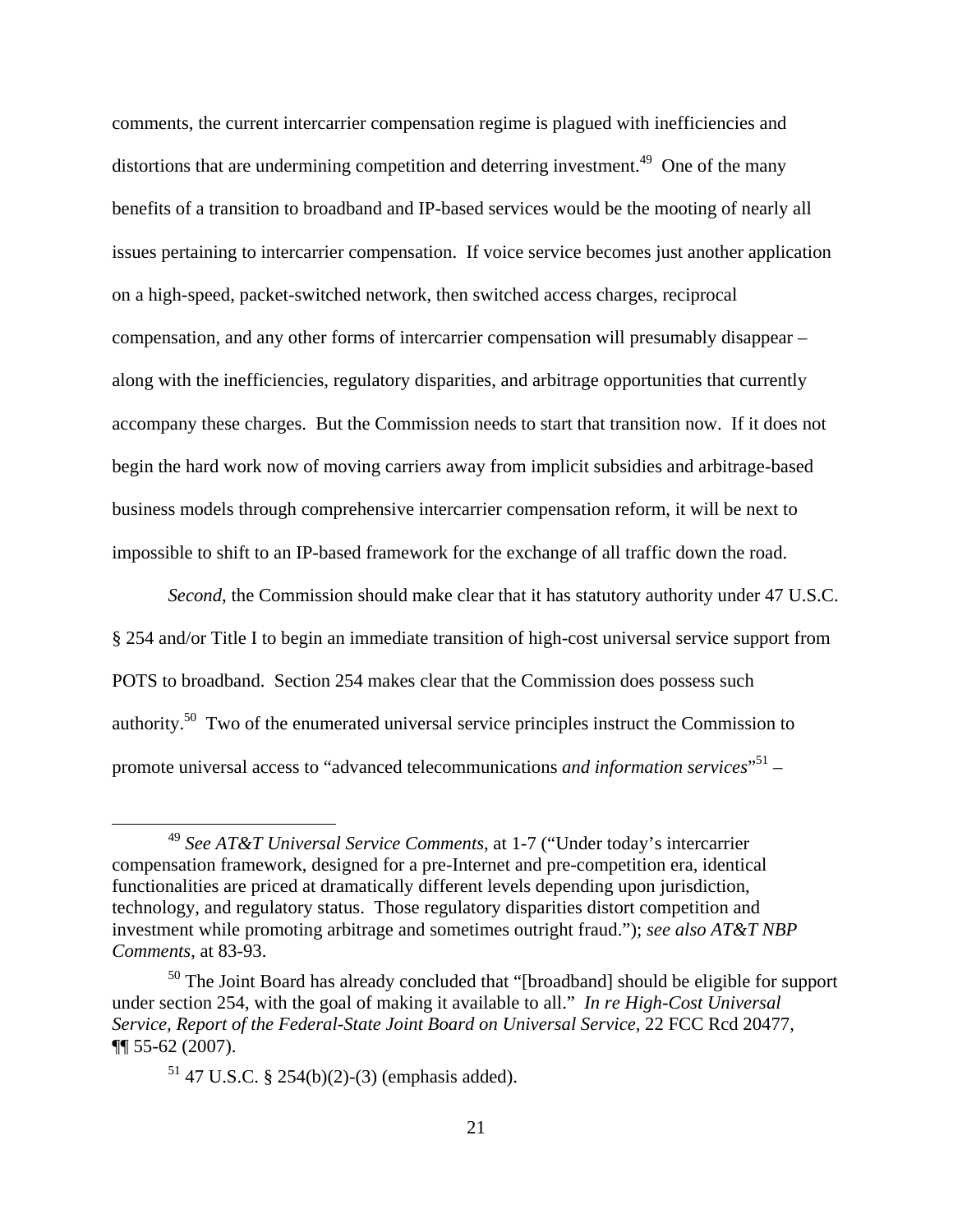comments, the current intercarrier compensation regime is plagued with inefficiencies and distortions that are undermining competition and deterring investment.[49] One of the many benefits of a transition to broadband and IP-based services would be the mooting of nearly all issues pertaining to intercarrier compensation. If voice service becomes just another application on a high-speed, packet-switched network, then switched access charges, reciprocal compensation, and any other forms of intercarrier compensation will presumably disappear – along with the inefficiencies, regulatory disparities, and arbitrage opportunities that currently accompany these charges. But the Commission needs to start that transition now. If it does not begin the hard work now of moving carriers away from implicit subsidies and arbitrage-based business models through comprehensive intercarrier compensation reform, it will be next to impossible to shift to an IP-based framework for the exchange of all traffic down the road.

*Second*, the Commission should make clear that it has statutory authority under 47 U.S.C. § 254 and/or Title I to begin an immediate transition of high-cost universal service support from POTS to broadband. Section 254 makes clear that the Commission does possess such authority.[50] Two of the enumerated universal service principles instruct the Commission to promote universal access to "advanced telecommunications *and information services*"[51] –

---

[49] *See AT&T Universal Service Comments*, at 1-7 ("Under today's intercarrier compensation framework, designed for a pre-Internet and pre-competition era, identical functionalities are priced at dramatically different levels depending upon jurisdiction, technology, and regulatory status. Those regulatory disparities distort competition and investment while promoting arbitrage and sometimes outright fraud."); *see also AT&T NBP Comments*, at 83-93.

[50] The Joint Board has already concluded that "[broadband] should be eligible for support under section 254, with the goal of making it available to all." *In re High-Cost Universal Service, Report of the Federal-State Joint Board on Universal Service*, 22 FCC Rcd 20477, ¶¶ 55-62 (2007).

[51] 47 U.S.C. § 254(b)(2)-(3) (emphasis added).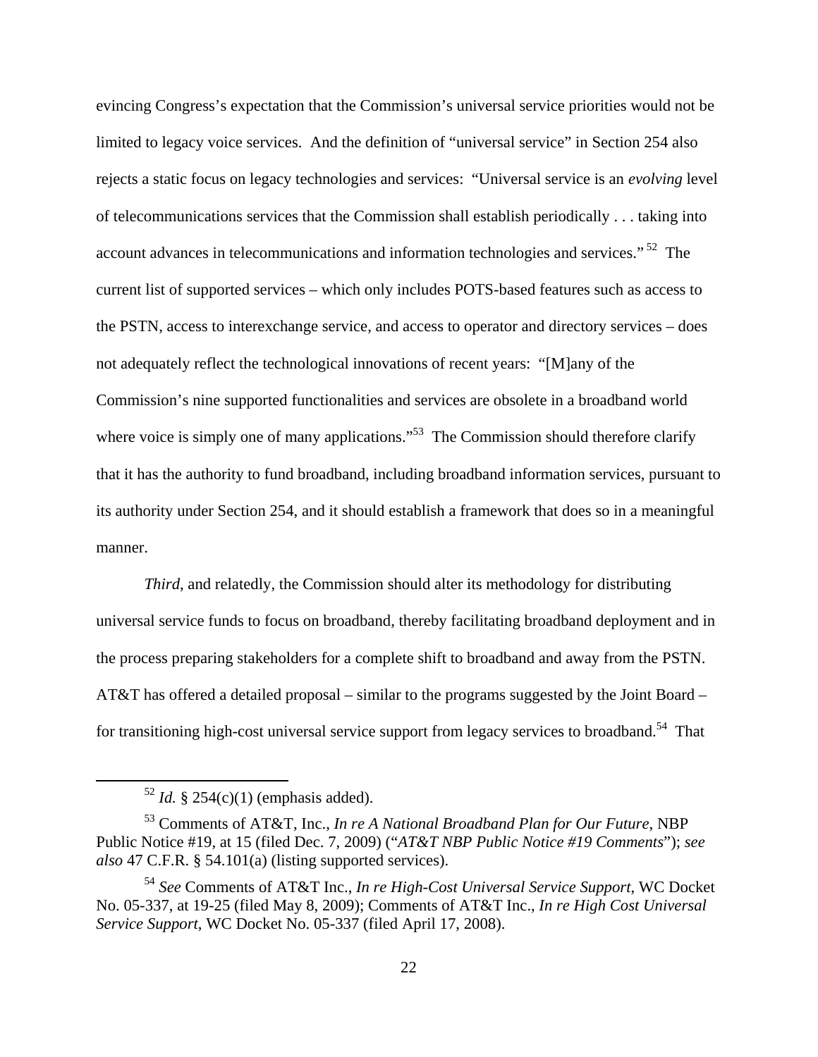evincing Congress's expectation that the Commission's universal service priorities would not be limited to legacy voice services. And the definition of "universal service" in Section 254 also rejects a static focus on legacy technologies and services: "Universal service is an *evolving* level of telecommunications services that the Commission shall establish periodically . . . taking into account advances in telecommunications and information technologies and services."[52] The current list of supported services – which only includes POTS-based features such as access to the PSTN, access to interexchange service, and access to operator and directory services – does not adequately reflect the technological innovations of recent years: "[M]any of the Commission's nine supported functionalities and services are obsolete in a broadband world where voice is simply one of many applications."[53] The Commission should therefore clarify that it has the authority to fund broadband, including broadband information services, pursuant to its authority under Section 254, and it should establish a framework that does so in a meaningful manner.

*Third*, and relatedly, the Commission should alter its methodology for distributing universal service funds to focus on broadband, thereby facilitating broadband deployment and in the process preparing stakeholders for a complete shift to broadband and away from the PSTN. AT&T has offered a detailed proposal – similar to the programs suggested by the Joint Board – for transitioning high-cost universal service support from legacy services to broadband.[54] That

---

[52] *Id.* § 254(c)(1) (emphasis added).

[53] Comments of AT&T, Inc., *In re A National Broadband Plan for Our Future*, NBP Public Notice #19, at 15 (filed Dec. 7, 2009) ("*AT&T NBP Public Notice #19 Comments*"); *see also* 47 C.F.R. § 54.101(a) (listing supported services).

[54] *See* Comments of AT&T Inc., *In re High-Cost Universal Service Support*, WC Docket No. 05-337, at 19-25 (filed May 8, 2009); Comments of AT&T Inc., *In re High Cost Universal Service Support*, WC Docket No. 05-337 (filed April 17, 2008).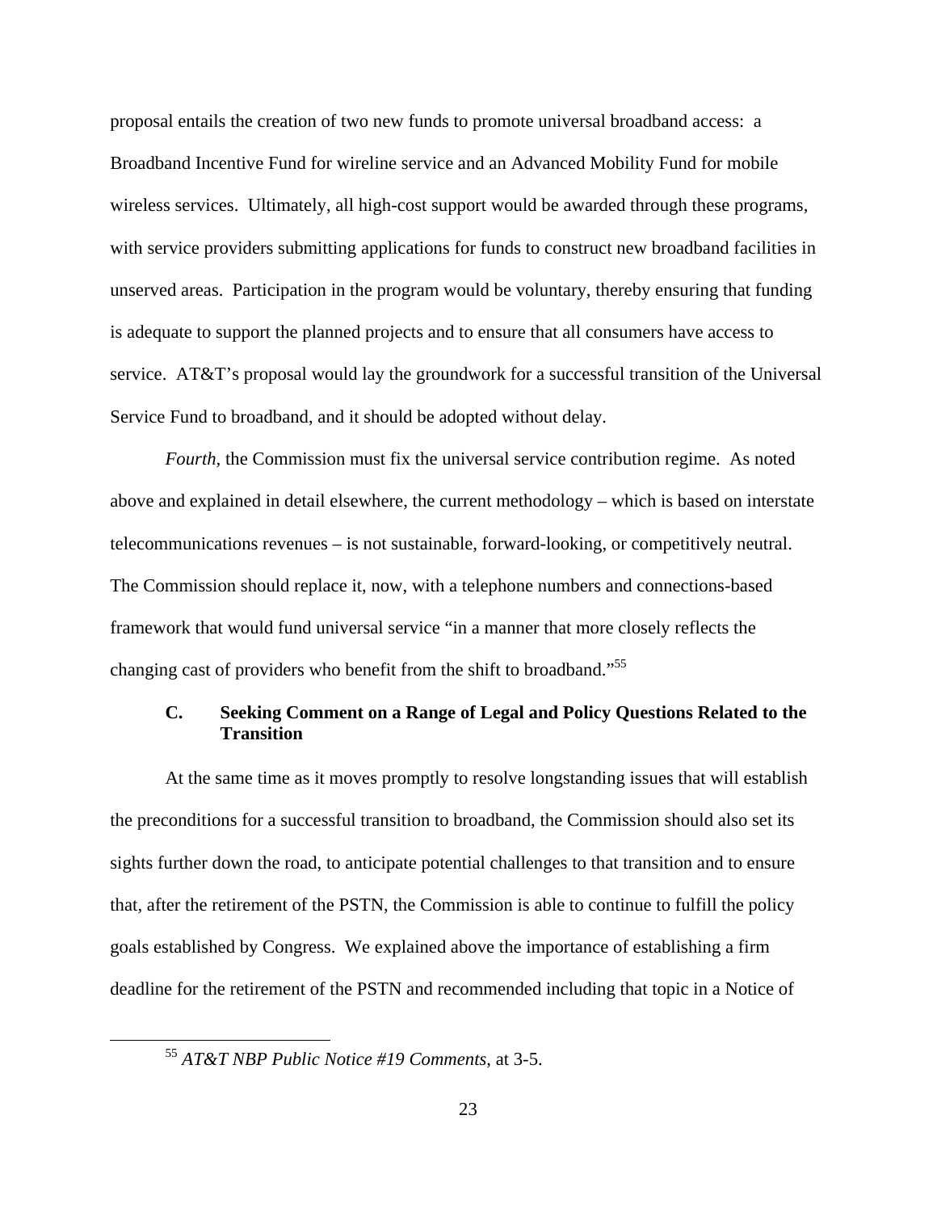proposal entails the creation of two new funds to promote universal broadband access: a Broadband Incentive Fund for wireline service and an Advanced Mobility Fund for mobile wireless services. Ultimately, all high-cost support would be awarded through these programs, with service providers submitting applications for funds to construct new broadband facilities in unserved areas. Participation in the program would be voluntary, thereby ensuring that funding is adequate to support the planned projects and to ensure that all consumers have access to service. AT&T's proposal would lay the groundwork for a successful transition of the Universal Service Fund to broadband, and it should be adopted without delay.

*Fourth*, the Commission must fix the universal service contribution regime. As noted above and explained in detail elsewhere, the current methodology – which is based on interstate telecommunications revenues – is not sustainable, forward-looking, or competitively neutral. The Commission should replace it, now, with a telephone numbers and connections-based framework that would fund universal service "in a manner that more closely reflects the changing cast of providers who benefit from the shift to broadband."[55]

### C. Seeking Comment on a Range of Legal and Policy Questions Related to the Transition

At the same time as it moves promptly to resolve longstanding issues that will establish the preconditions for a successful transition to broadband, the Commission should also set its sights further down the road, to anticipate potential challenges to that transition and to ensure that, after the retirement of the PSTN, the Commission is able to continue to fulfill the policy goals established by Congress. We explained above the importance of establishing a firm deadline for the retirement of the PSTN and recommended including that topic in a Notice of

---

[55] *AT&T NBP Public Notice #19 Comments*, at 3-5.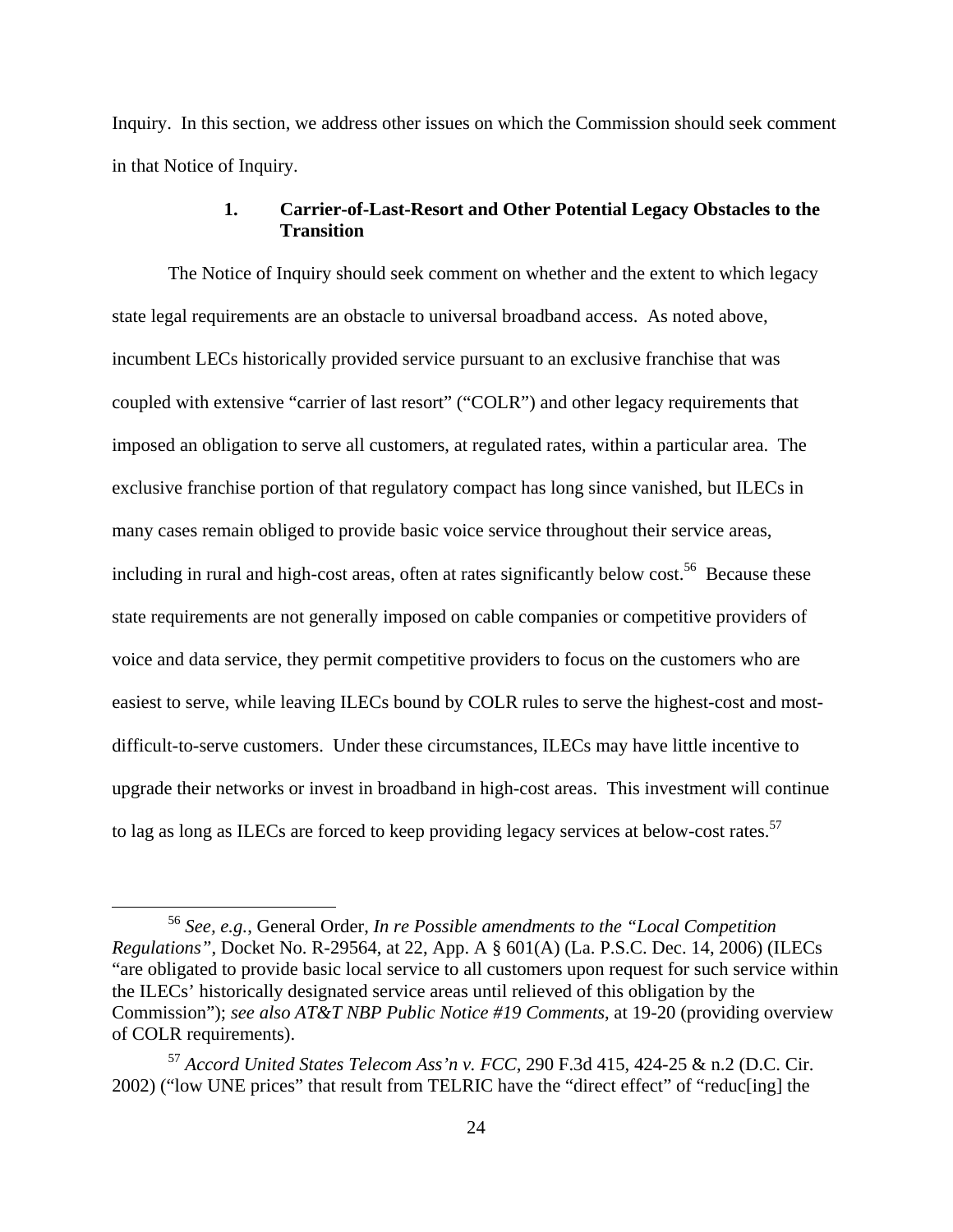Inquiry. In this section, we address other issues on which the Commission should seek comment in that Notice of Inquiry.

### 1. Carrier-of-Last-Resort and Other Potential Legacy Obstacles to the Transition

The Notice of Inquiry should seek comment on whether and the extent to which legacy state legal requirements are an obstacle to universal broadband access. As noted above, incumbent LECs historically provided service pursuant to an exclusive franchise that was coupled with extensive "carrier of last resort" ("COLR") and other legacy requirements that imposed an obligation to serve all customers, at regulated rates, within a particular area. The exclusive franchise portion of that regulatory compact has long since vanished, but ILECs in many cases remain obliged to provide basic voice service throughout their service areas, including in rural and high-cost areas, often at rates significantly below cost.[56] Because these state requirements are not generally imposed on cable companies or competitive providers of voice and data service, they permit competitive providers to focus on the customers who are easiest to serve, while leaving ILECs bound by COLR rules to serve the highest-cost and most-difficult-to-serve customers. Under these circumstances, ILECs may have little incentive to upgrade their networks or invest in broadband in high-cost areas. This investment will continue to lag as long as ILECs are forced to keep providing legacy services at below-cost rates.[57]

[56] *See, e.g.*, General Order, *In re Possible amendments to the "Local Competition Regulations"*, Docket No. R-29564, at 22, App. A § 601(A) (La. P.S.C. Dec. 14, 2006) (ILECs "are obligated to provide basic local service to all customers upon request for such service within the ILECs' historically designated service areas until relieved of this obligation by the Commission"); *see also AT&T NBP Public Notice #19 Comments*, at 19-20 (providing overview of COLR requirements).

[57] *Accord United States Telecom Ass'n v. FCC*, 290 F.3d 415, 424-25 & n.2 (D.C. Cir. 2002) ("low UNE prices" that result from TELRIC have the "direct effect" of "reduc[ing] the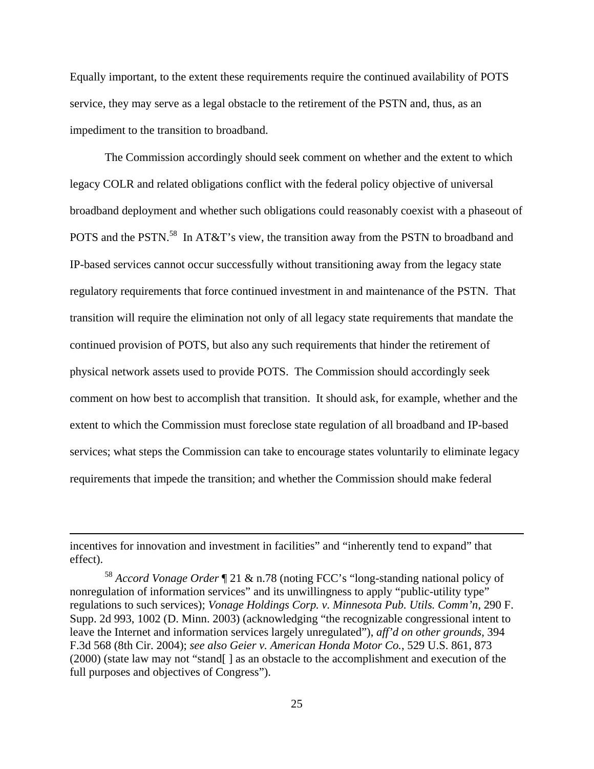Equally important, to the extent these requirements require the continued availability of POTS service, they may serve as a legal obstacle to the retirement of the PSTN and, thus, as an impediment to the transition to broadband.

The Commission accordingly should seek comment on whether and the extent to which legacy COLR and related obligations conflict with the federal policy objective of universal broadband deployment and whether such obligations could reasonably coexist with a phaseout of POTS and the PSTN.[58] In AT&T's view, the transition away from the PSTN to broadband and IP-based services cannot occur successfully without transitioning away from the legacy state regulatory requirements that force continued investment in and maintenance of the PSTN. That transition will require the elimination not only of all legacy state requirements that mandate the continued provision of POTS, but also any such requirements that hinder the retirement of physical network assets used to provide POTS. The Commission should accordingly seek comment on how best to accomplish that transition. It should ask, for example, whether and the extent to which the Commission must foreclose state regulation of all broadband and IP-based services; what steps the Commission can take to encourage states voluntarily to eliminate legacy requirements that impede the transition; and whether the Commission should make federal

---

incentives for innovation and investment in facilities" and "inherently tend to expand" that effect).

[58] *Accord Vonage Order* ¶ 21 & n.78 (noting FCC's "long-standing national policy of nonregulation of information services" and its unwillingness to apply "public-utility type" regulations to such services); *Vonage Holdings Corp. v. Minnesota Pub. Utils. Comm'n*, 290 F. Supp. 2d 993, 1002 (D. Minn. 2003) (acknowledging "the recognizable congressional intent to leave the Internet and information services largely unregulated"), *aff'd on other grounds*, 394 F.3d 568 (8th Cir. 2004); *see also Geier v. American Honda Motor Co.*, 529 U.S. 861, 873 (2000) (state law may not "stand[ ] as an obstacle to the accomplishment and execution of the full purposes and objectives of Congress").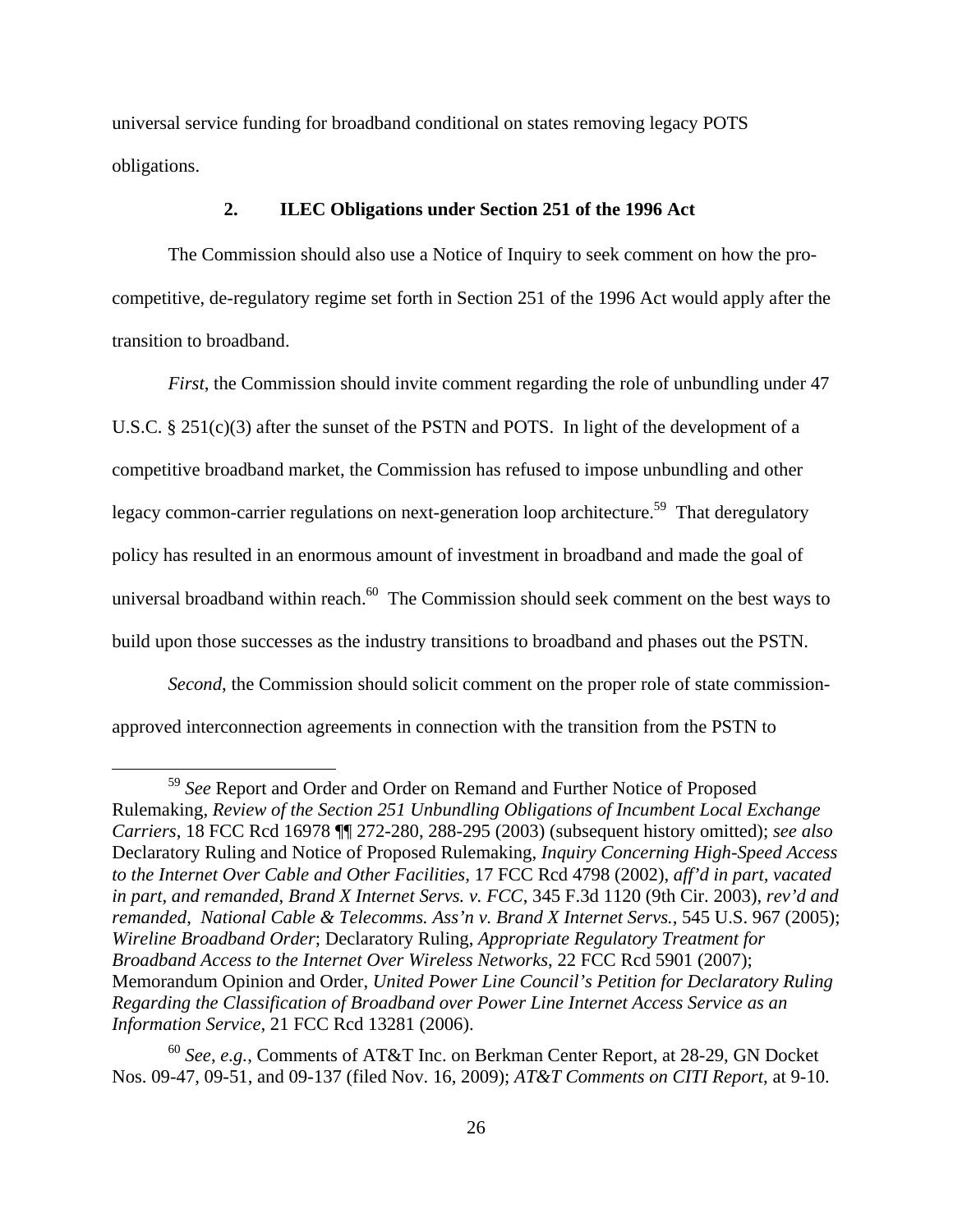universal service funding for broadband conditional on states removing legacy POTS obligations.

### 2. ILEC Obligations under Section 251 of the 1996 Act

The Commission should also use a Notice of Inquiry to seek comment on how the pro-competitive, de-regulatory regime set forth in Section 251 of the 1996 Act would apply after the transition to broadband.

*First*, the Commission should invite comment regarding the role of unbundling under 47 U.S.C. § 251(c)(3) after the sunset of the PSTN and POTS. In light of the development of a competitive broadband market, the Commission has refused to impose unbundling and other legacy common-carrier regulations on next-generation loop architecture.[59] That deregulatory policy has resulted in an enormous amount of investment in broadband and made the goal of universal broadband within reach.[60] The Commission should seek comment on the best ways to build upon those successes as the industry transitions to broadband and phases out the PSTN.

*Second*, the Commission should solicit comment on the proper role of state commission-approved interconnection agreements in connection with the transition from the PSTN to

---

[59] *See* Report and Order and Order on Remand and Further Notice of Proposed Rulemaking, *Review of the Section 251 Unbundling Obligations of Incumbent Local Exchange Carriers*, 18 FCC Rcd 16978 ¶¶ 272-280, 288-295 (2003) (subsequent history omitted); *see also* Declaratory Ruling and Notice of Proposed Rulemaking, *Inquiry Concerning High-Speed Access to the Internet Over Cable and Other Facilities*, 17 FCC Rcd 4798 (2002), *aff'd in part, vacated in part, and remanded*, *Brand X Internet Servs. v. FCC*, 345 F.3d 1120 (9th Cir. 2003), *rev'd and remanded*, *National Cable & Telecomms. Ass'n v. Brand X Internet Servs.*, 545 U.S. 967 (2005); *Wireline Broadband Order*; Declaratory Ruling, *Appropriate Regulatory Treatment for Broadband Access to the Internet Over Wireless Networks*, 22 FCC Rcd 5901 (2007); Memorandum Opinion and Order, *United Power Line Council's Petition for Declaratory Ruling Regarding the Classification of Broadband over Power Line Internet Access Service as an Information Service*, 21 FCC Rcd 13281 (2006).

[60] *See, e.g.*, Comments of AT&T Inc. on Berkman Center Report, at 28-29, GN Docket Nos. 09-47, 09-51, and 09-137 (filed Nov. 16, 2009); *AT&T Comments on CITI Report*, at 9-10.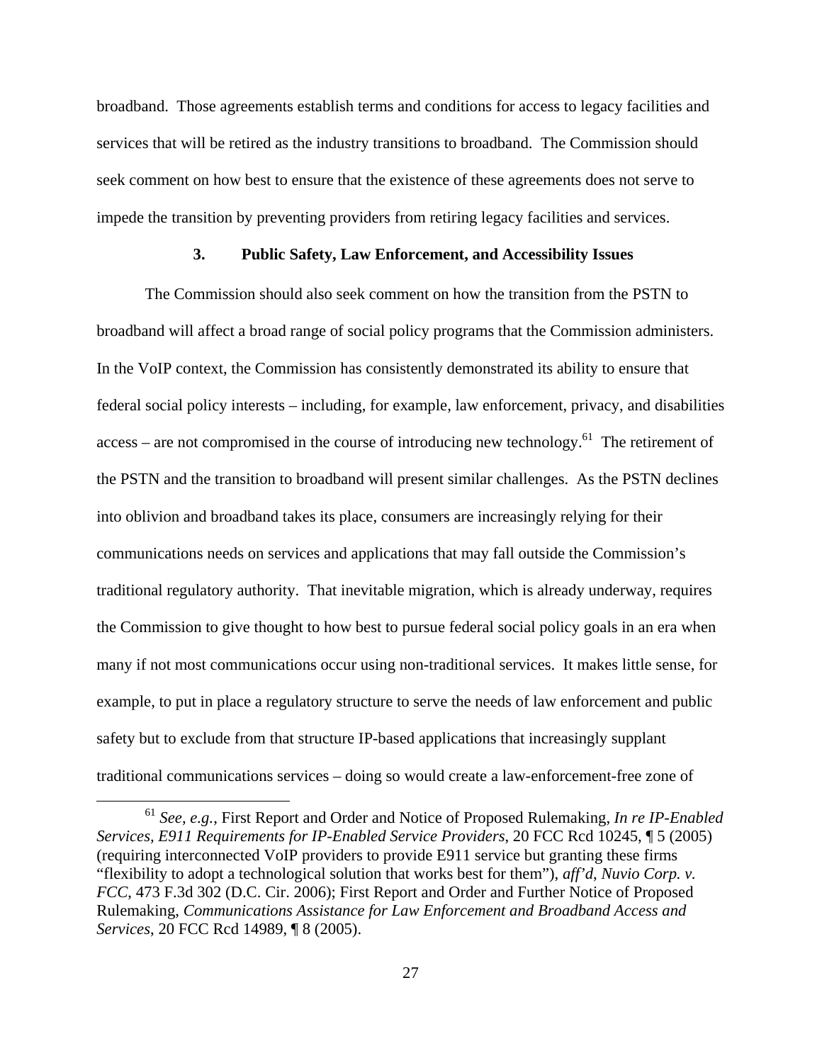broadband. Those agreements establish terms and conditions for access to legacy facilities and services that will be retired as the industry transitions to broadband. The Commission should seek comment on how best to ensure that the existence of these agreements does not serve to impede the transition by preventing providers from retiring legacy facilities and services.

### 3. Public Safety, Law Enforcement, and Accessibility Issues

The Commission should also seek comment on how the transition from the PSTN to broadband will affect a broad range of social policy programs that the Commission administers. In the VoIP context, the Commission has consistently demonstrated its ability to ensure that federal social policy interests – including, for example, law enforcement, privacy, and disabilities access – are not compromised in the course of introducing new technology.[61] The retirement of the PSTN and the transition to broadband will present similar challenges. As the PSTN declines into oblivion and broadband takes its place, consumers are increasingly relying for their communications needs on services and applications that may fall outside the Commission's traditional regulatory authority. That inevitable migration, which is already underway, requires the Commission to give thought to how best to pursue federal social policy goals in an era when many if not most communications occur using non-traditional services. It makes little sense, for example, to put in place a regulatory structure to serve the needs of law enforcement and public safety but to exclude from that structure IP-based applications that increasingly supplant traditional communications services – doing so would create a law-enforcement-free zone of

---

[61] *See*, *e.g.*, First Report and Order and Notice of Proposed Rulemaking, *In re IP-Enabled Services*, *E911 Requirements for IP-Enabled Service Providers*, 20 FCC Rcd 10245, ¶ 5 (2005) (requiring interconnected VoIP providers to provide E911 service but granting these firms "flexibility to adopt a technological solution that works best for them"), *aff'd*, *Nuvio Corp. v. FCC*, 473 F.3d 302 (D.C. Cir. 2006); First Report and Order and Further Notice of Proposed Rulemaking, *Communications Assistance for Law Enforcement and Broadband Access and Services*, 20 FCC Rcd 14989, ¶ 8 (2005).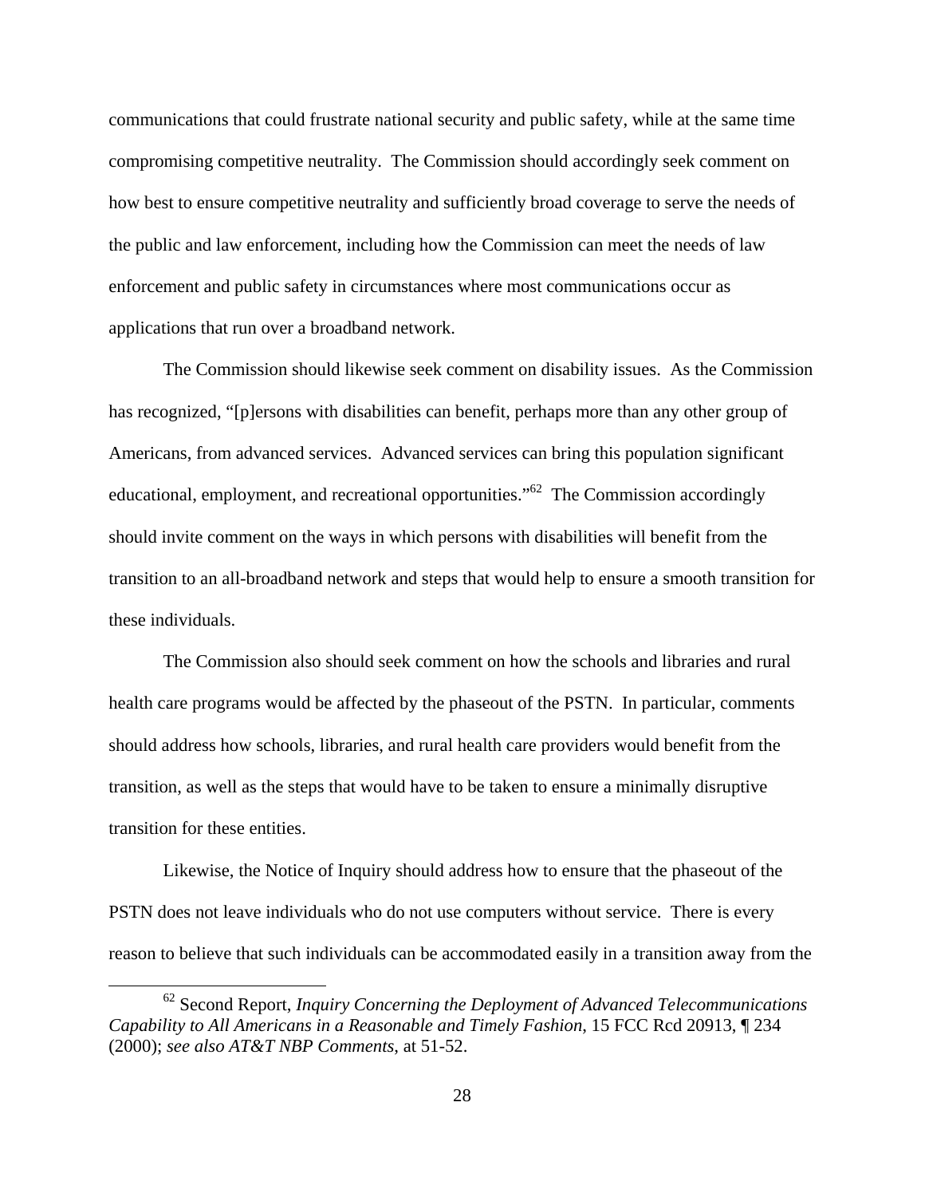communications that could frustrate national security and public safety, while at the same time compromising competitive neutrality. The Commission should accordingly seek comment on how best to ensure competitive neutrality and sufficiently broad coverage to serve the needs of the public and law enforcement, including how the Commission can meet the needs of law enforcement and public safety in circumstances where most communications occur as applications that run over a broadband network.

The Commission should likewise seek comment on disability issues. As the Commission has recognized, "[p]ersons with disabilities can benefit, perhaps more than any other group of Americans, from advanced services. Advanced services can bring this population significant educational, employment, and recreational opportunities."[62] The Commission accordingly should invite comment on the ways in which persons with disabilities will benefit from the transition to an all-broadband network and steps that would help to ensure a smooth transition for these individuals.

The Commission also should seek comment on how the schools and libraries and rural health care programs would be affected by the phaseout of the PSTN. In particular, comments should address how schools, libraries, and rural health care providers would benefit from the transition, as well as the steps that would have to be taken to ensure a minimally disruptive transition for these entities.

Likewise, the Notice of Inquiry should address how to ensure that the phaseout of the PSTN does not leave individuals who do not use computers without service. There is every reason to believe that such individuals can be accommodated easily in a transition away from the

---

[62] Second Report, *Inquiry Concerning the Deployment of Advanced Telecommunications Capability to All Americans in a Reasonable and Timely Fashion*, 15 FCC Rcd 20913, ¶ 234 (2000); *see also AT&T NBP Comments*, at 51-52.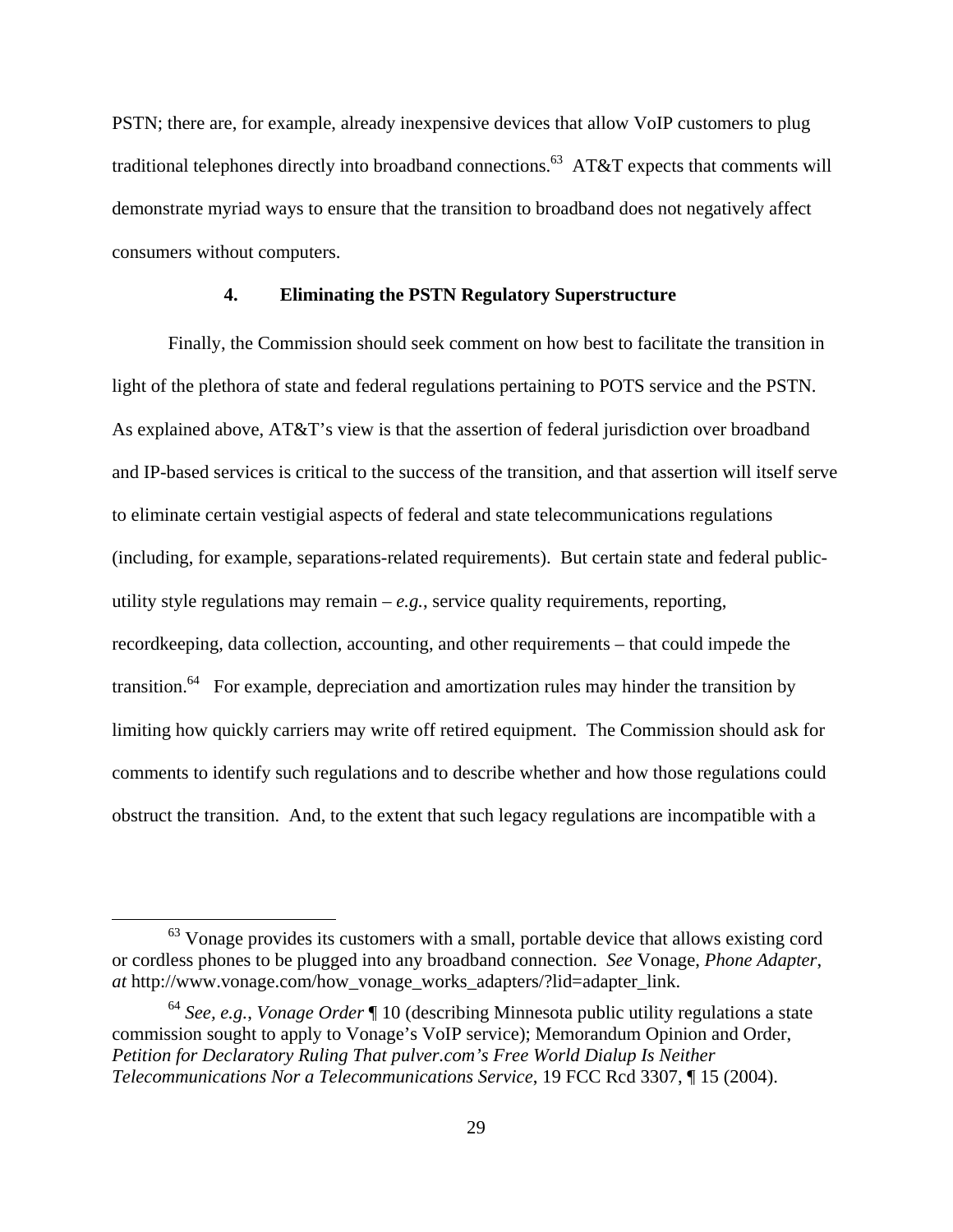PSTN; there are, for example, already inexpensive devices that allow VoIP customers to plug traditional telephones directly into broadband connections.[63] AT&T expects that comments will demonstrate myriad ways to ensure that the transition to broadband does not negatively affect consumers without computers.

### 4. Eliminating the PSTN Regulatory Superstructure

Finally, the Commission should seek comment on how best to facilitate the transition in light of the plethora of state and federal regulations pertaining to POTS service and the PSTN. As explained above, AT&T's view is that the assertion of federal jurisdiction over broadband and IP-based services is critical to the success of the transition, and that assertion will itself serve to eliminate certain vestigial aspects of federal and state telecommunications regulations (including, for example, separations-related requirements). But certain state and federal public-utility style regulations may remain – *e.g.*, service quality requirements, reporting, recordkeeping, data collection, accounting, and other requirements – that could impede the transition.[64] For example, depreciation and amortization rules may hinder the transition by limiting how quickly carriers may write off retired equipment. The Commission should ask for comments to identify such regulations and to describe whether and how those regulations could obstruct the transition. And, to the extent that such legacy regulations are incompatible with a

---

[63] Vonage provides its customers with a small, portable device that allows existing cord or cordless phones to be plugged into any broadband connection. *See* Vonage, *Phone Adapter*, *at* http://www.vonage.com/how_vonage_works_adapters/?lid=adapter_link.

[64] *See, e.g.*, *Vonage Order* ¶ 10 (describing Minnesota public utility regulations a state commission sought to apply to Vonage's VoIP service); Memorandum Opinion and Order, *Petition for Declaratory Ruling That pulver.com's Free World Dialup Is Neither Telecommunications Nor a Telecommunications Service*, 19 FCC Rcd 3307, ¶ 15 (2004).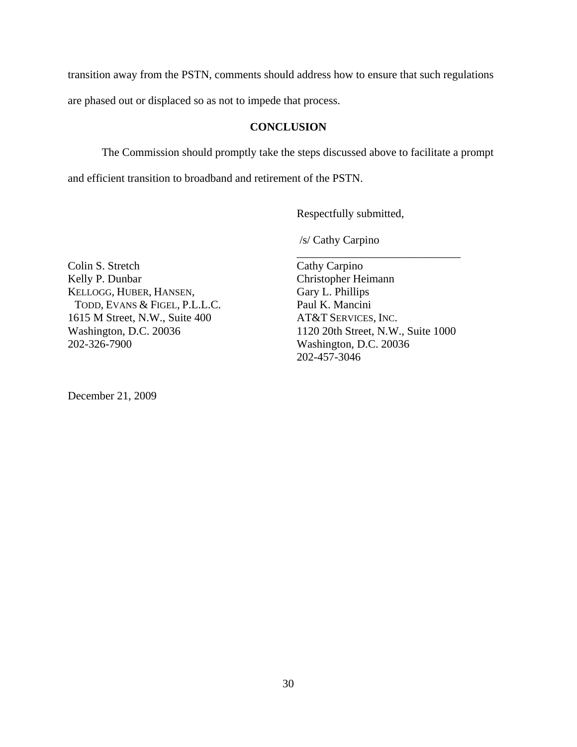transition away from the PSTN, comments should address how to ensure that such regulations are phased out or displaced so as not to impede that process.

## CONCLUSION

The Commission should promptly take the steps discussed above to facilitate a prompt and efficient transition to broadband and retirement of the PSTN.

Respectfully submitted,

/s/ Cathy Carpino
\_\_\_\_\_\_\_\_\_\_\_\_\_\_\_\_\_\_\_\_\_\_\_\_\_\_\_\_\_\_

Cathy Carpino
Christopher Heimann
Gary L. Phillips
Paul K. Mancini
AT&T SERVICES, INC.
1120 20th Street, N.W., Suite 1000
Washington, D.C. 20036
202-457-3046

Colin S. Stretch
Kelly P. Dunbar
KELLOGG, HUBER, HANSEN, TODD, EVANS & FIGEL, P.L.L.C.
1615 M Street, N.W., Suite 400
Washington, D.C. 20036
202-326-7900

December 21, 2009